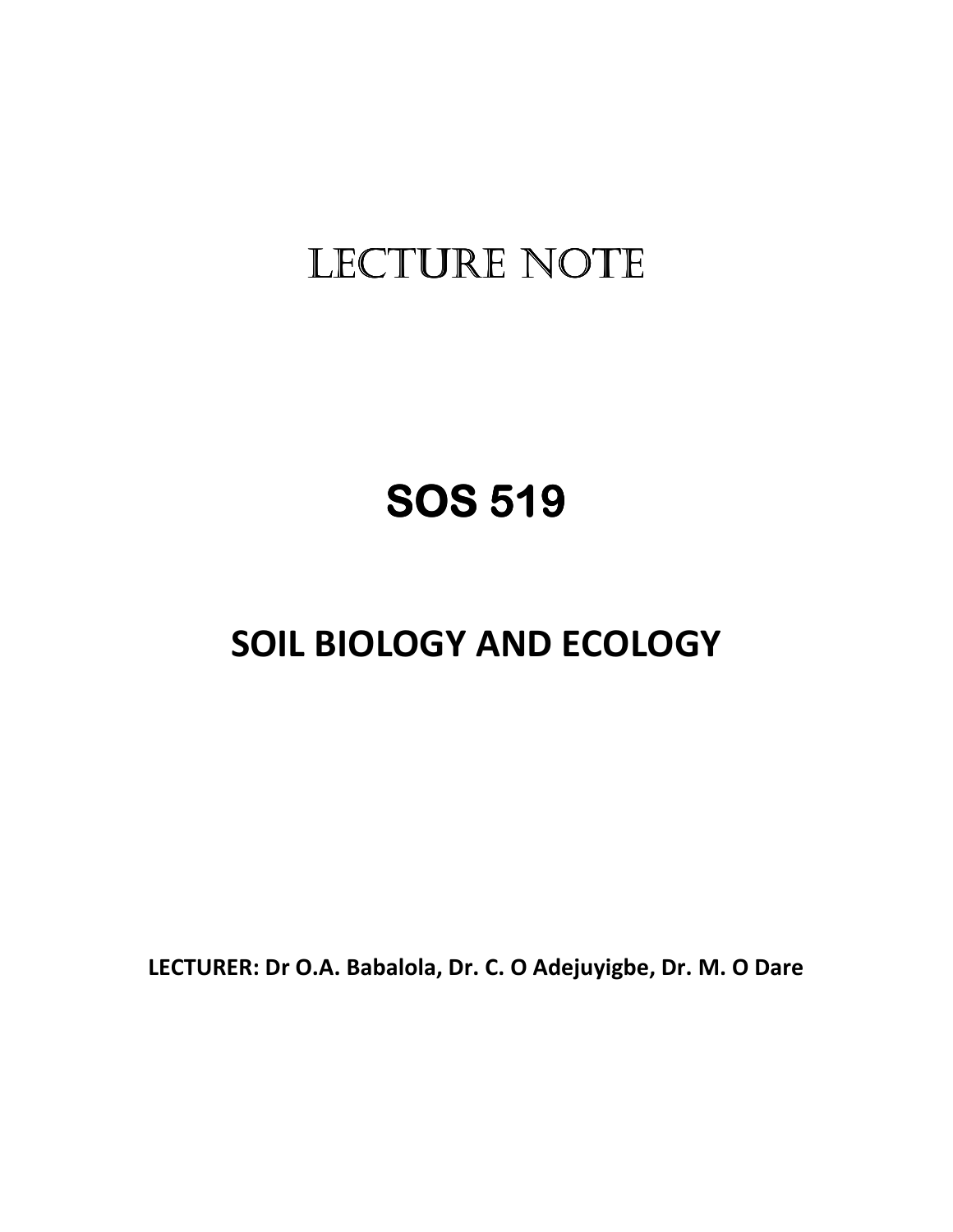# LECTURE NOTE

# SOS 519

## SOIL BIOLOGY AND ECOLOGY

**LECTURER: Dr O.A. Babalola, Dr. C. O Adejuyigbe, Dr. M. O Dare**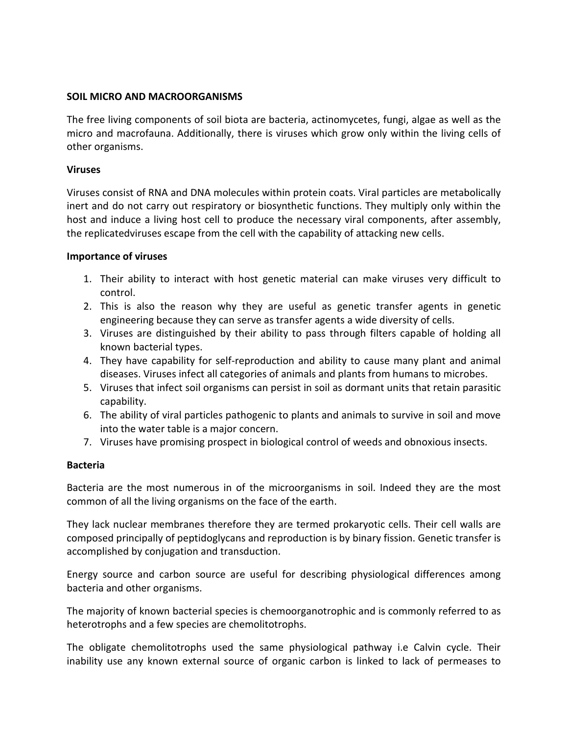**SOIL MICRO AND MACROORGANISMS**

The free living components of soil biota are bacteria, actinomycetes, fungi, algae as well as the micro and macrofauna. Additionally, there is viruses which grow only within the living cells of other organisms.

**Viruses**

Viruses consist of RNA and DNA molecules within protein coats. Viral particles are metabolically inert and do not carry out respiratory or biosynthetic functions. They multiply only within the host and induce a living host cell to produce the necessary viral components, after assembly, the replicatedviruses escape from the cell with the capability of attacking new cells.

**Importance of viruses**

1. Their ability to interact with host genetic material can make viruses very difficult to control.
2. This is also the reason why they are useful as genetic transfer agents in genetic engineering because they can serve as transfer agents a wide diversity of cells.
3. Viruses are distinguished by their ability to pass through filters capable of holding all known bacterial types.
4. They have capability for self-reproduction and ability to cause many plant and animal diseases. Viruses infect all categories of animals and plants from humans to microbes.
5. Viruses that infect soil organisms can persist in soil as dormant units that retain parasitic capability.
6. The ability of viral particles pathogenic to plants and animals to survive in soil and move into the water table is a major concern.
7. Viruses have promising prospect in biological control of weeds and obnoxious insects.

**Bacteria**

Bacteria are the most numerous in of the microorganisms in soil. Indeed they are the most common of all the living organisms on the face of the earth.

They lack nuclear membranes therefore they are termed prokaryotic cells. Their cell walls are composed principally of peptidoglycans and reproduction is by binary fission. Genetic transfer is accomplished by conjugation and transduction.

Energy source and carbon source are useful for describing physiological differences among bacteria and other organisms.

The majority of known bacterial species is chemoorganotrophic and is commonly referred to as heterotrophs and a few species are chemolitotrophs.

The obligate chemolitotrophs used the same physiological pathway i.e Calvin cycle. Their inability use any known external source of organic carbon is linked to lack of permeases to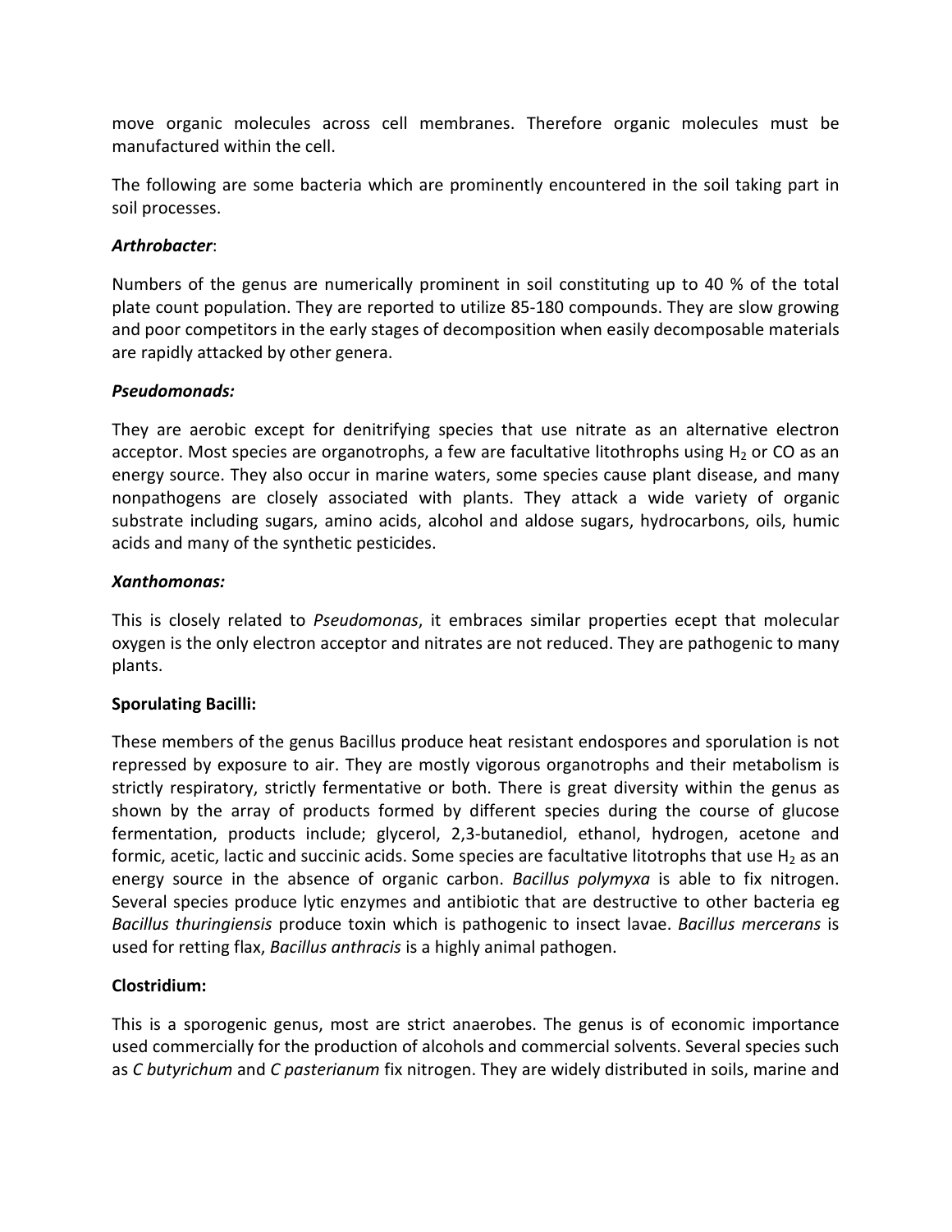move organic molecules across cell membranes. Therefore organic molecules must be manufactured within the cell.

The following are some bacteria which are prominently encountered in the soil taking part in soil processes.

***Arthrobacter***:

Numbers of the genus are numerically prominent in soil constituting up to 40 % of the total plate count population. They are reported to utilize 85-180 compounds. They are slow growing and poor competitors in the early stages of decomposition when easily decomposable materials are rapidly attacked by other genera.

***Pseudomonads:***

They are aerobic except for denitrifying species that use nitrate as an alternative electron acceptor. Most species are organotrophs, a few are facultative litothrophs using $H_2$ or CO as an energy source. They also occur in marine waters, some species cause plant disease, and many nonpathogens are closely associated with plants. They attack a wide variety of organic substrate including sugars, amino acids, alcohol and aldose sugars, hydrocarbons, oils, humic acids and many of the synthetic pesticides.

***Xanthomonas:***

This is closely related to *Pseudomonas*, it embraces similar properties ecept that molecular oxygen is the only electron acceptor and nitrates are not reduced. They are pathogenic to many plants.

**Sporulating Bacilli:**

These members of the genus Bacillus produce heat resistant endospores and sporulation is not repressed by exposure to air. They are mostly vigorous organotrophs and their metabolism is strictly respiratory, strictly fermentative or both. There is great diversity within the genus as shown by the array of products formed by different species during the course of glucose fermentation, products include; glycerol, 2,3-butanediol, ethanol, hydrogen, acetone and formic, acetic, lactic and succinic acids. Some species are facultative litotrophs that use $H_2$ as an energy source in the absence of organic carbon. *Bacillus polymyxa* is able to fix nitrogen. Several species produce lytic enzymes and antibiotic that are destructive to other bacteria eg *Bacillus thuringiensis* produce toxin which is pathogenic to insect lavae. *Bacillus mercerans* is used for retting flax, *Bacillus anthracis* is a highly animal pathogen.

**Clostridium:**

This is a sporogenic genus, most are strict anaerobes. The genus is of economic importance used commercially for the production of alcohols and commercial solvents. Several species such as *C butyrichum* and *C pasterianum* fix nitrogen. They are widely distributed in soils, marine and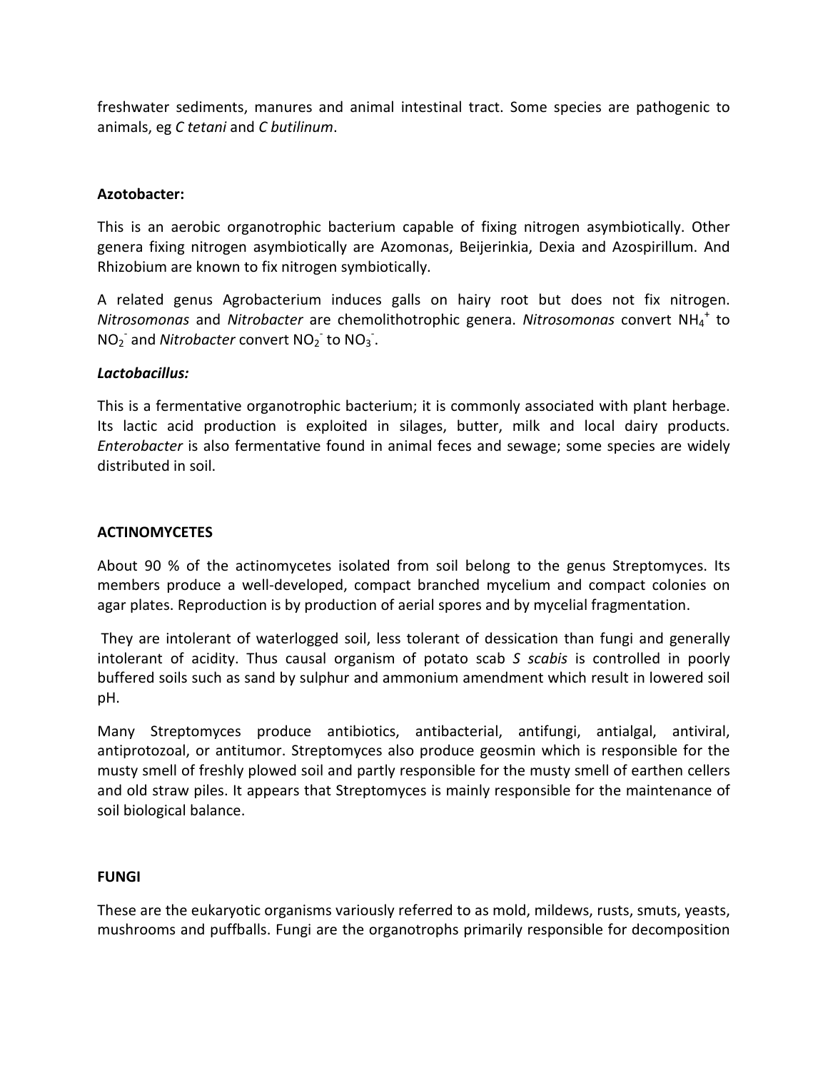freshwater sediments, manures and animal intestinal tract. Some species are pathogenic to animals, eg *C tetani* and *C butilinum*.

**Azotobacter:**

This is an aerobic organotrophic bacterium capable of fixing nitrogen asymbiotically. Other genera fixing nitrogen asymbiotically are Azomonas, Beijerinkia, Dexia and Azospirillum. And Rhizobium are known to fix nitrogen symbiotically.

A related genus Agrobacterium induces galls on hairy root but does not fix nitrogen. *Nitrosomonas* and *Nitrobacter* are chemolithotrophic genera. *Nitrosomonas* convert $NH_4^+$ to $NO_2^-$ and *Nitrobacter* convert $NO_2^-$ to $NO_3^-$.

***Lactobacillus:***

This is a fermentative organotrophic bacterium; it is commonly associated with plant herbage. Its lactic acid production is exploited in silages, butter, milk and local dairy products. *Enterobacter* is also fermentative found in animal feces and sewage; some species are widely distributed in soil.

**ACTINOMYCETES**

About 90 % of the actinomycetes isolated from soil belong to the genus Streptomyces. Its members produce a well-developed, compact branched mycelium and compact colonies on agar plates. Reproduction is by production of aerial spores and by mycelial fragmentation.

They are intolerant of waterlogged soil, less tolerant of dessication than fungi and generally intolerant of acidity. Thus causal organism of potato scab *S scabis* is controlled in poorly buffered soils such as sand by sulphur and ammonium amendment which result in lowered soil pH.

Many Streptomyces produce antibiotics, antibacterial, antifungi, antialgal, antiviral, antiprotozoal, or antitumor. Streptomyces also produce geosmin which is responsible for the musty smell of freshly plowed soil and partly responsible for the musty smell of earthen cellers and old straw piles. It appears that Streptomyces is mainly responsible for the maintenance of soil biological balance.

**FUNGI**

These are the eukaryotic organisms variously referred to as mold, mildews, rusts, smuts, yeasts, mushrooms and puffballs. Fungi are the organotrophs primarily responsible for decomposition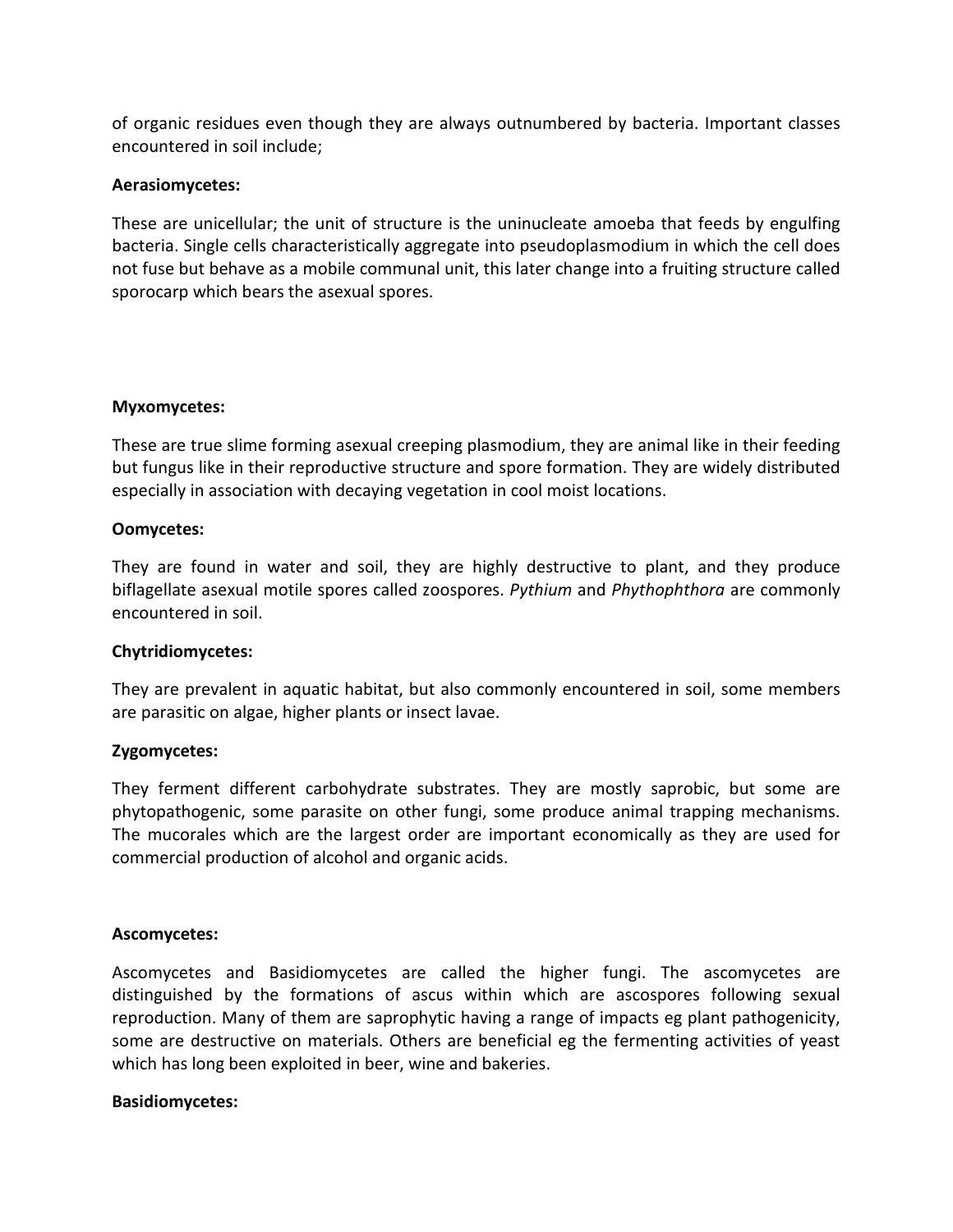of organic residues even though they are always outnumbered by bacteria. Important classes encountered in soil include;

**Aerasiomycetes:**

These are unicellular; the unit of structure is the uninucleate amoeba that feeds by engulfing bacteria. Single cells characteristically aggregate into pseudoplasmodium in which the cell does not fuse but behave as a mobile communal unit, this later change into a fruiting structure called sporocarp which bears the asexual spores.

**Myxomycetes:**

These are true slime forming asexual creeping plasmodium, they are animal like in their feeding but fungus like in their reproductive structure and spore formation. They are widely distributed especially in association with decaying vegetation in cool moist locations.

**Oomycetes:**

They are found in water and soil, they are highly destructive to plant, and they produce biflagellate asexual motile spores called zoospores. *Pythium* and *Phythophthora* are commonly encountered in soil.

**Chytridiomycetes:**

They are prevalent in aquatic habitat, but also commonly encountered in soil, some members are parasitic on algae, higher plants or insect lavae.

**Zygomycetes:**

They ferment different carbohydrate substrates. They are mostly saprobic, but some are phytopathogenic, some parasite on other fungi, some produce animal trapping mechanisms. The mucorales which are the largest order are important economically as they are used for commercial production of alcohol and organic acids.

**Ascomycetes:**

Ascomycetes and Basidiomycetes are called the higher fungi. The ascomycetes are distinguished by the formations of ascus within which are ascospores following sexual reproduction. Many of them are saprophytic having a range of impacts eg plant pathogenicity, some are destructive on materials. Others are beneficial eg the fermenting activities of yeast which has long been exploited in beer, wine and bakeries.

**Basidiomycetes:**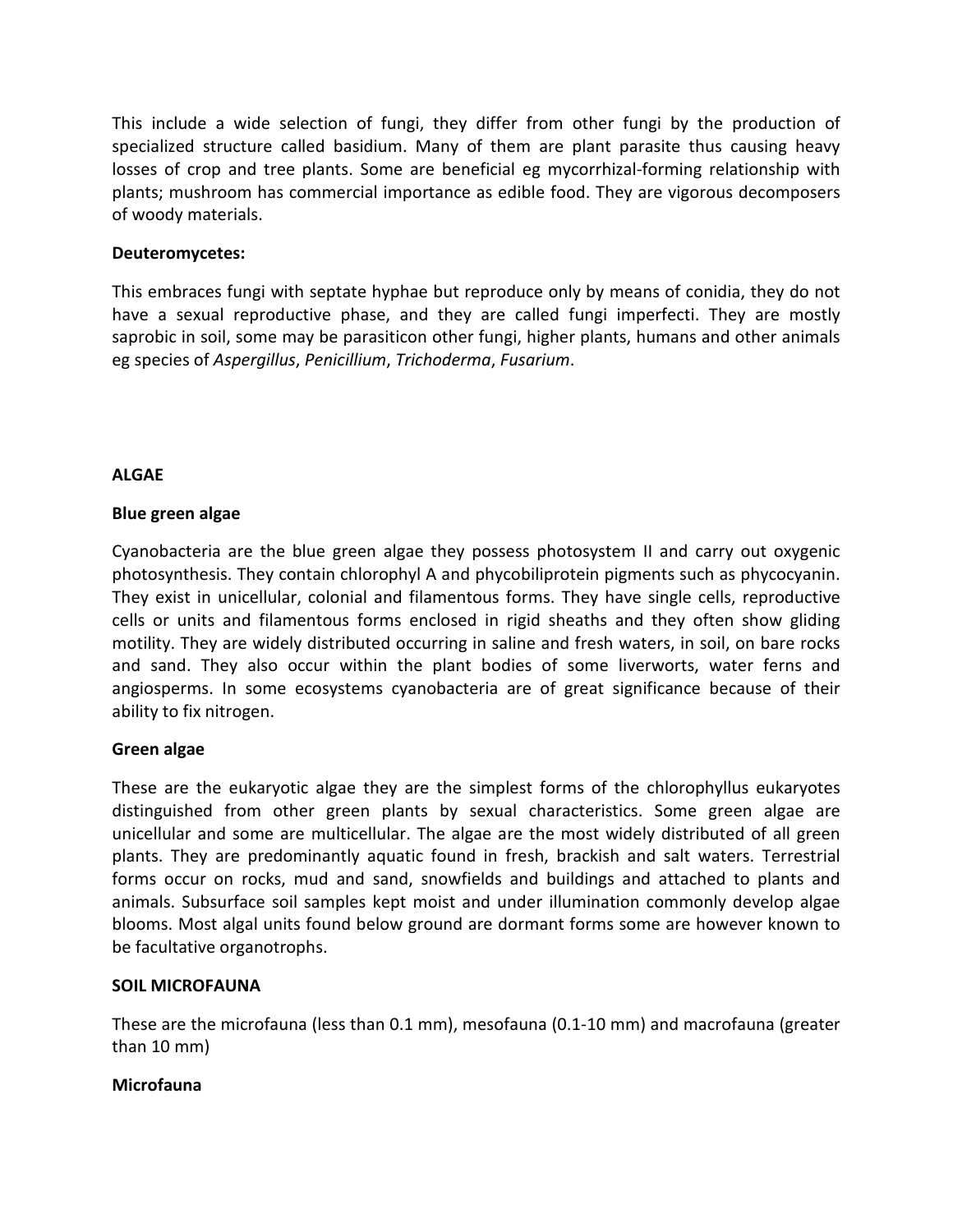This include a wide selection of fungi, they differ from other fungi by the production of specialized structure called basidium. Many of them are plant parasite thus causing heavy losses of crop and tree plants. Some are beneficial eg mycorrhizal-forming relationship with plants; mushroom has commercial importance as edible food. They are vigorous decomposers of woody materials.

**Deuteromycetes:**

This embraces fungi with septate hyphae but reproduce only by means of conidia, they do not have a sexual reproductive phase, and they are called fungi imperfecti. They are mostly saprobic in soil, some may be parasiticon other fungi, higher plants, humans and other animals eg species of *Aspergillus*, *Penicillium*, *Trichoderma*, *Fusarium*.

**ALGAE**

**Blue green algae**

Cyanobacteria are the blue green algae they possess photosystem II and carry out oxygenic photosynthesis. They contain chlorophyl A and phycobiliprotein pigments such as phycocyanin. They exist in unicellular, colonial and filamentous forms. They have single cells, reproductive cells or units and filamentous forms enclosed in rigid sheaths and they often show gliding motility. They are widely distributed occurring in saline and fresh waters, in soil, on bare rocks and sand. They also occur within the plant bodies of some liverworts, water ferns and angiosperms. In some ecosystems cyanobacteria are of great significance because of their ability to fix nitrogen.

**Green algae**

These are the eukaryotic algae they are the simplest forms of the chlorophyllus eukaryotes distinguished from other green plants by sexual characteristics. Some green algae are unicellular and some are multicellular. The algae are the most widely distributed of all green plants. They are predominantly aquatic found in fresh, brackish and salt waters. Terrestrial forms occur on rocks, mud and sand, snowfields and buildings and attached to plants and animals. Subsurface soil samples kept moist and under illumination commonly develop algae blooms. Most algal units found below ground are dormant forms some are however known to be facultative organotrophs.

**SOIL MICROFAUNA**

These are the microfauna (less than 0.1 mm), mesofauna (0.1-10 mm) and macrofauna (greater than 10 mm)

**Microfauna**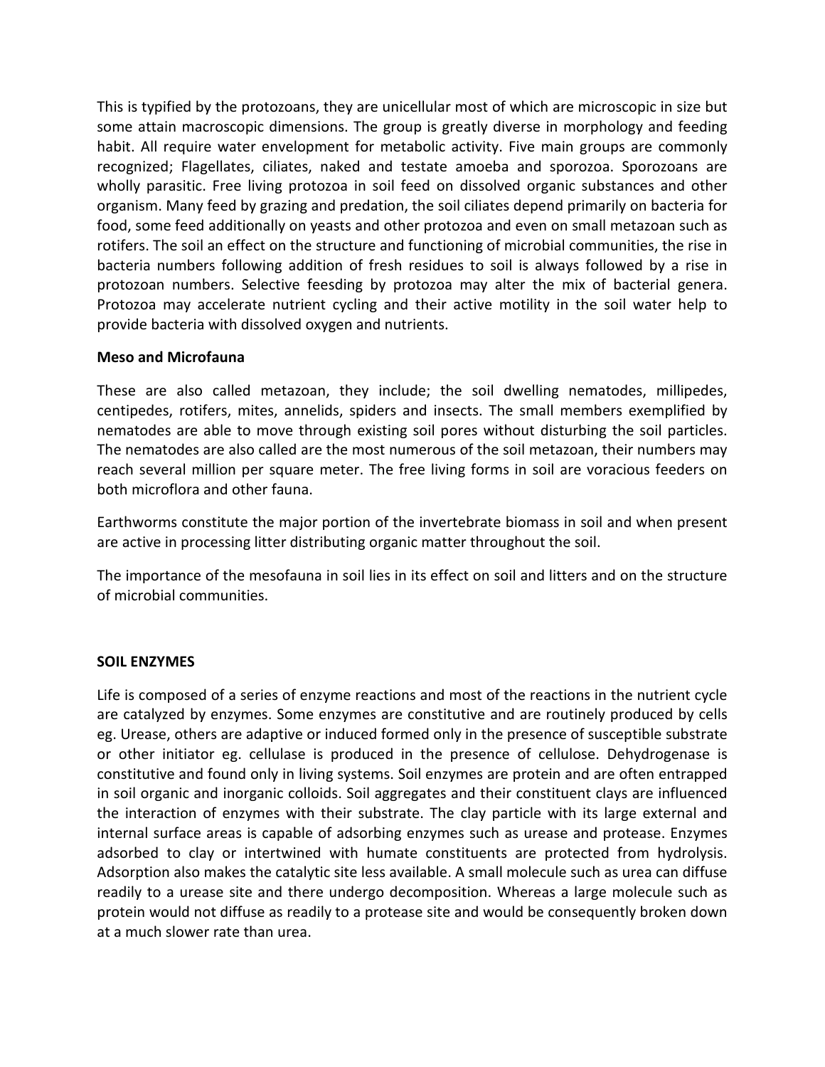This is typified by the protozoans, they are unicellular most of which are microscopic in size but some attain macroscopic dimensions. The group is greatly diverse in morphology and feeding habit. All require water envelopment for metabolic activity. Five main groups are commonly recognized; Flagellates, ciliates, naked and testate amoeba and sporozoa. Sporozoans are wholly parasitic. Free living protozoa in soil feed on dissolved organic substances and other organism. Many feed by grazing and predation, the soil ciliates depend primarily on bacteria for food, some feed additionally on yeasts and other protozoa and even on small metazoan such as rotifers. The soil an effect on the structure and functioning of microbial communities, the rise in bacteria numbers following addition of fresh residues to soil is always followed by a rise in protozoan numbers. Selective feesding by protozoa may alter the mix of bacterial genera. Protozoa may accelerate nutrient cycling and their active motility in the soil water help to provide bacteria with dissolved oxygen and nutrients.

**Meso and Microfauna**

These are also called metazoan, they include; the soil dwelling nematodes, millipedes, centipedes, rotifers, mites, annelids, spiders and insects. The small members exemplified by nematodes are able to move through existing soil pores without disturbing the soil particles. The nematodes are also called are the most numerous of the soil metazoan, their numbers may reach several million per square meter. The free living forms in soil are voracious feeders on both microflora and other fauna.

Earthworms constitute the major portion of the invertebrate biomass in soil and when present are active in processing litter distributing organic matter throughout the soil.

The importance of the mesofauna in soil lies in its effect on soil and litters and on the structure of microbial communities.

**SOIL ENZYMES**

Life is composed of a series of enzyme reactions and most of the reactions in the nutrient cycle are catalyzed by enzymes. Some enzymes are constitutive and are routinely produced by cells eg. Urease, others are adaptive or induced formed only in the presence of susceptible substrate or other initiator eg. cellulase is produced in the presence of cellulose. Dehydrogenase is constitutive and found only in living systems. Soil enzymes are protein and are often entrapped in soil organic and inorganic colloids. Soil aggregates and their constituent clays are influenced the interaction of enzymes with their substrate. The clay particle with its large external and internal surface areas is capable of adsorbing enzymes such as urease and protease. Enzymes adsorbed to clay or intertwined with humate constituents are protected from hydrolysis. Adsorption also makes the catalytic site less available. A small molecule such as urea can diffuse readily to a urease site and there undergo decomposition. Whereas a large molecule such as protein would not diffuse as readily to a protease site and would be consequently broken down at a much slower rate than urea.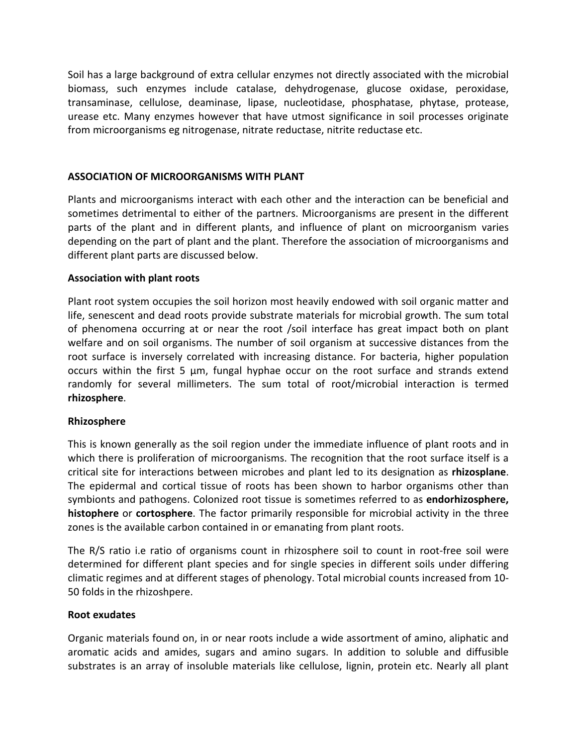Soil has a large background of extra cellular enzymes not directly associated with the microbial biomass, such enzymes include catalase, dehydrogenase, glucose oxidase, peroxidase, transaminase, cellulose, deaminase, lipase, nucleotidase, phosphatase, phytase, protease, urease etc. Many enzymes however that have utmost significance in soil processes originate from microorganisms eg nitrogenase, nitrate reductase, nitrite reductase etc.

## ASSOCIATION OF MICROORGANISMS WITH PLANT

Plants and microorganisms interact with each other and the interaction can be beneficial and sometimes detrimental to either of the partners. Microorganisms are present in the different parts of the plant and in different plants, and influence of plant on microorganism varies depending on the part of plant and the plant. Therefore the association of microorganisms and different plant parts are discussed below.

### Association with plant roots

Plant root system occupies the soil horizon most heavily endowed with soil organic matter and life, senescent and dead roots provide substrate materials for microbial growth. The sum total of phenomena occurring at or near the root /soil interface has great impact both on plant welfare and on soil organisms. The number of soil organism at successive distances from the root surface is inversely correlated with increasing distance. For bacteria, higher population occurs within the first 5 µm, fungal hyphae occur on the root surface and strands extend randomly for several millimeters. The sum total of root/microbial interaction is termed **rhizosphere**.

### Rhizosphere

This is known generally as the soil region under the immediate influence of plant roots and in which there is proliferation of microorganisms. The recognition that the root surface itself is a critical site for interactions between microbes and plant led to its designation as **rhizosplane**. The epidermal and cortical tissue of roots has been shown to harbor organisms other than symbionts and pathogens. Colonized root tissue is sometimes referred to as **endorhizosphere, histophere** or **cortosphere**. The factor primarily responsible for microbial activity in the three zones is the available carbon contained in or emanating from plant roots.

The R/S ratio i.e ratio of organisms count in rhizosphere soil to count in root-free soil were determined for different plant species and for single species in different soils under differing climatic regimes and at different stages of phenology. Total microbial counts increased from 10-50 folds in the rhizoshpere.

### Root exudates

Organic materials found on, in or near roots include a wide assortment of amino, aliphatic and aromatic acids and amides, sugars and amino sugars. In addition to soluble and diffusible substrates is an array of insoluble materials like cellulose, lignin, protein etc. Nearly all plant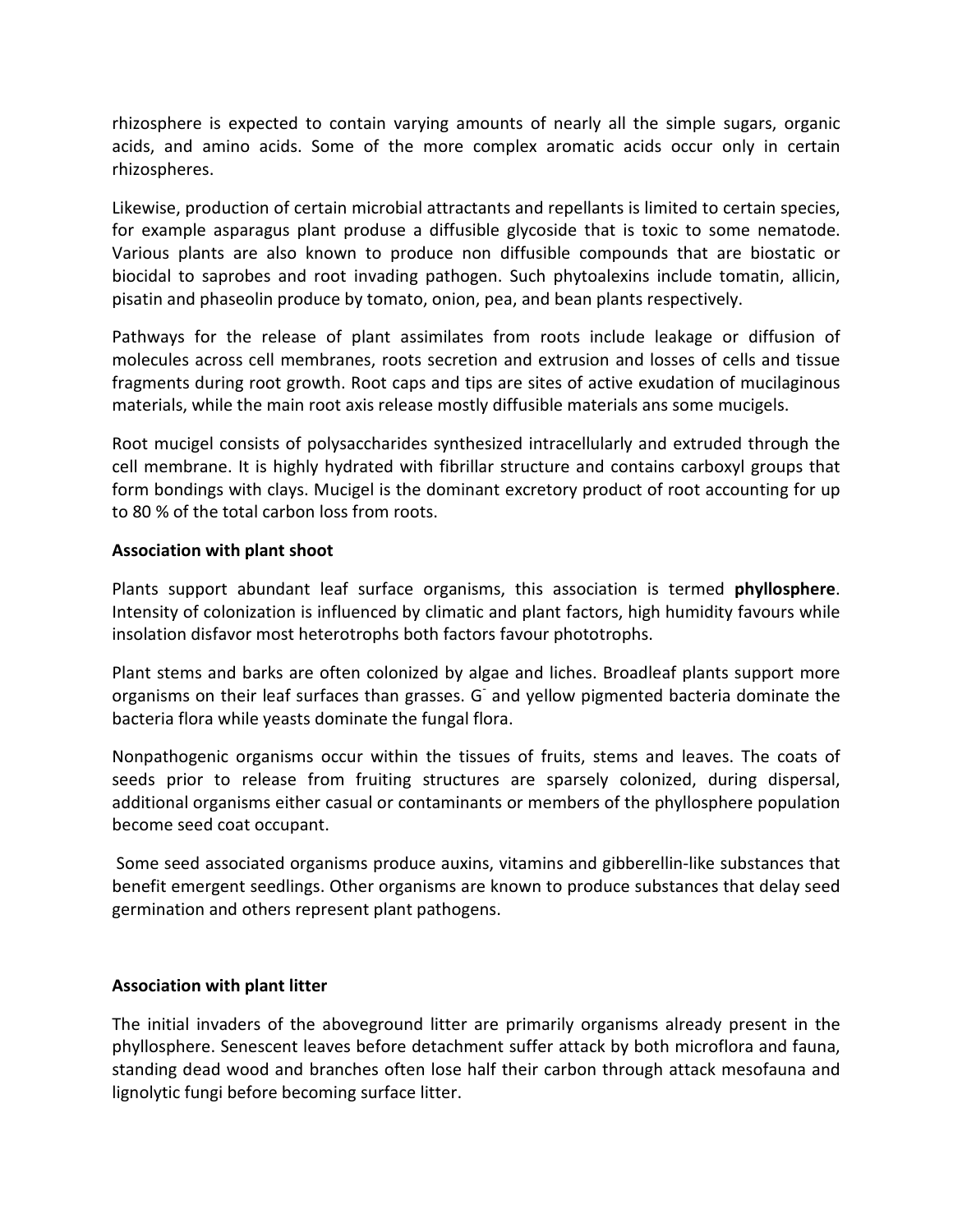rhizosphere is expected to contain varying amounts of nearly all the simple sugars, organic acids, and amino acids. Some of the more complex aromatic acids occur only in certain rhizospheres.

Likewise, production of certain microbial attractants and repellants is limited to certain species, for example asparagus plant produse a diffusible glycoside that is toxic to some nematode. Various plants are also known to produce non diffusible compounds that are biostatic or biocidal to saprobes and root invading pathogen. Such phytoalexins include tomatin, allicin, pisatin and phaseolin produce by tomato, onion, pea, and bean plants respectively.

Pathways for the release of plant assimilates from roots include leakage or diffusion of molecules across cell membranes, roots secretion and extrusion and losses of cells and tissue fragments during root growth. Root caps and tips are sites of active exudation of mucilaginous materials, while the main root axis release mostly diffusible materials ans some mucigels.

Root mucigel consists of polysaccharides synthesized intracellularly and extruded through the cell membrane. It is highly hydrated with fibrillar structure and contains carboxyl groups that form bondings with clays. Mucigel is the dominant excretory product of root accounting for up to 80 % of the total carbon loss from roots.

**Association with plant shoot**

Plants support abundant leaf surface organisms, this association is termed **phyllosphere**. Intensity of colonization is influenced by climatic and plant factors, high humidity favours while insolation disfavor most heterotrophs both factors favour phototrophs.

Plant stems and barks are often colonized by algae and liches. Broadleaf plants support more organisms on their leaf surfaces than grasses. $G^-$ and yellow pigmented bacteria dominate the bacteria flora while yeasts dominate the fungal flora.

Nonpathogenic organisms occur within the tissues of fruits, stems and leaves. The coats of seeds prior to release from fruiting structures are sparsely colonized, during dispersal, additional organisms either casual or contaminants or members of the phyllosphere population become seed coat occupant.

Some seed associated organisms produce auxins, vitamins and gibberellin-like substances that benefit emergent seedlings. Other organisms are known to produce substances that delay seed germination and others represent plant pathogens.

**Association with plant litter**

The initial invaders of the aboveground litter are primarily organisms already present in the phyllosphere. Senescent leaves before detachment suffer attack by both microflora and fauna, standing dead wood and branches often lose half their carbon through attack mesofauna and lignolytic fungi before becoming surface litter.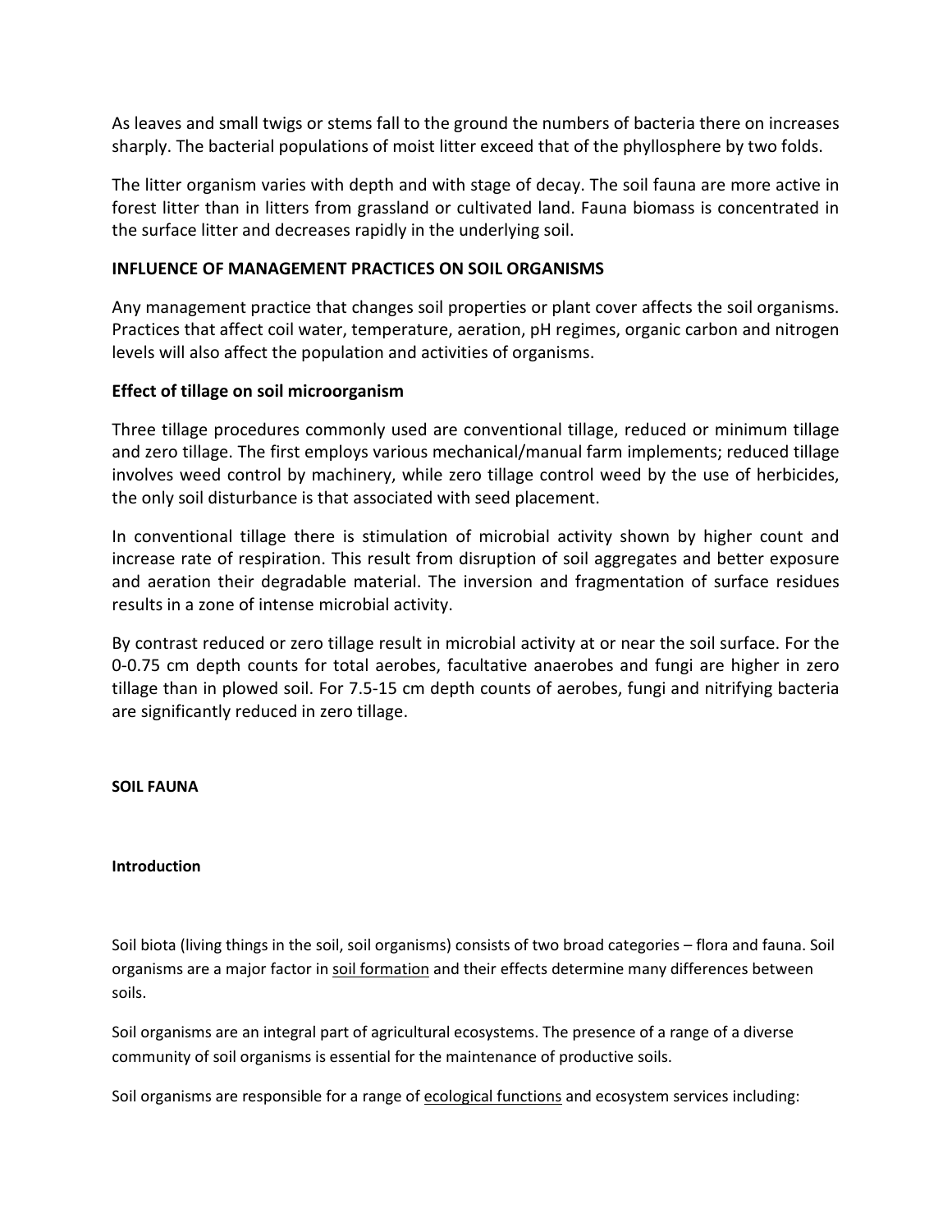As leaves and small twigs or stems fall to the ground the numbers of bacteria there on increases sharply. The bacterial populations of moist litter exceed that of the phyllosphere by two folds.

The litter organism varies with depth and with stage of decay. The soil fauna are more active in forest litter than in litters from grassland or cultivated land. Fauna biomass is concentrated in the surface litter and decreases rapidly in the underlying soil.

## INFLUENCE OF MANAGEMENT PRACTICES ON SOIL ORGANISMS

Any management practice that changes soil properties or plant cover affects the soil organisms. Practices that affect coil water, temperature, aeration, pH regimes, organic carbon and nitrogen levels will also affect the population and activities of organisms.

### Effect of tillage on soil microorganism

Three tillage procedures commonly used are conventional tillage, reduced or minimum tillage and zero tillage. The first employs various mechanical/manual farm implements; reduced tillage involves weed control by machinery, while zero tillage control weed by the use of herbicides, the only soil disturbance is that associated with seed placement.

In conventional tillage there is stimulation of microbial activity shown by higher count and increase rate of respiration. This result from disruption of soil aggregates and better exposure and aeration their degradable material. The inversion and fragmentation of surface residues results in a zone of intense microbial activity.

By contrast reduced or zero tillage result in microbial activity at or near the soil surface. For the 0-0.75 cm depth counts for total aerobes, facultative anaerobes and fungi are higher in zero tillage than in plowed soil. For 7.5-15 cm depth counts of aerobes, fungi and nitrifying bacteria are significantly reduced in zero tillage.

## SOIL FAUNA

### Introduction

Soil biota (living things in the soil, soil organisms) consists of two broad categories – flora and fauna. Soil organisms are a major factor in soil formation and their effects determine many differences between soils.

Soil organisms are an integral part of agricultural ecosystems. The presence of a range of a diverse community of soil organisms is essential for the maintenance of productive soils.

Soil organisms are responsible for a range of ecological functions and ecosystem services including: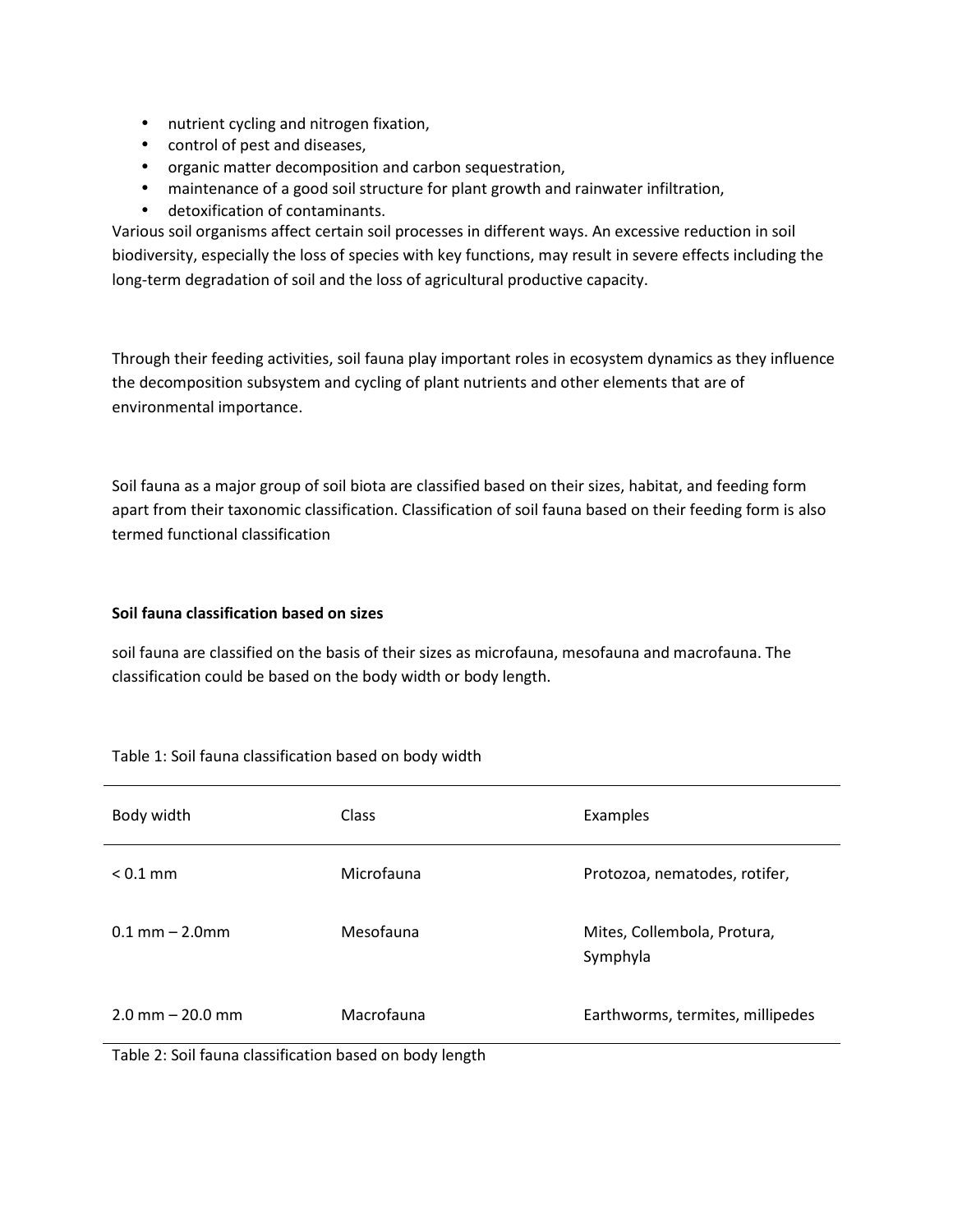- nutrient cycling and nitrogen fixation,
- control of pest and diseases,
- organic matter decomposition and carbon sequestration,
- maintenance of a good soil structure for plant growth and rainwater infiltration,
- detoxification of contaminants.

Various soil organisms affect certain soil processes in different ways. An excessive reduction in soil biodiversity, especially the loss of species with key functions, may result in severe effects including the long-term degradation of soil and the loss of agricultural productive capacity.

Through their feeding activities, soil fauna play important roles in ecosystem dynamics as they influence the decomposition subsystem and cycling of plant nutrients and other elements that are of environmental importance.

Soil fauna as a major group of soil biota are classified based on their sizes, habitat, and feeding form apart from their taxonomic classification. Classification of soil fauna based on their feeding form is also termed functional classification

**Soil fauna classification based on sizes**

soil fauna are classified on the basis of their sizes as microfauna, mesofauna and macrofauna. The classification could be based on the body width or body length.

Table 1: Soil fauna classification based on body width

| Body width | Class | Examples |
|---|---|---|
| < 0.1 mm | Microfauna | Protozoa, nematodes, rotifer, |
| 0.1 mm – 2.0mm | Mesofauna | Mites, Collembola, Protura, Symphyla |
| 2.0 mm – 20.0 mm | Macrofauna | Earthworms, termites, millipedes |

Table 2: Soil fauna classification based on body length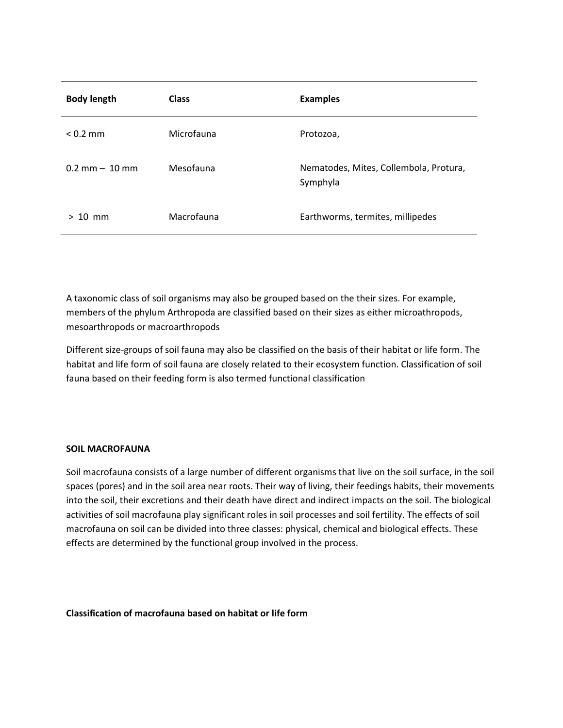| Body length | Class | Examples |
|---|---|---|
| < 0.2 mm | Microfauna | Protozoa, |
| 0.2 mm – 10 mm | Mesofauna | Nematodes, Mites, Collembola, Protura, Symphyla |
| > 10 mm | Macrofauna | Earthworms, termites, millipedes |

A taxonomic class of soil organisms may also be grouped based on the their sizes. For example, members of the phylum Arthropoda are classified based on their sizes as either microathropods, mesoarthropods or macroarthropods

Different size-groups of soil fauna may also be classified on the basis of their habitat or life form. The habitat and life form of soil fauna are closely related to their ecosystem function. Classification of soil fauna based on their feeding form is also termed functional classification

**SOIL MACROFAUNA**

Soil macrofauna consists of a large number of different organisms that live on the soil surface, in the soil spaces (pores) and in the soil area near roots. Their way of living, their feedings habits, their movements into the soil, their excretions and their death have direct and indirect impacts on the soil. The biological activities of soil macrofauna play significant roles in soil processes and soil fertility. The effects of soil macrofauna on soil can be divided into three classes: physical, chemical and biological effects. These effects are determined by the functional group involved in the process.

**Classification of macrofauna based on habitat or life form**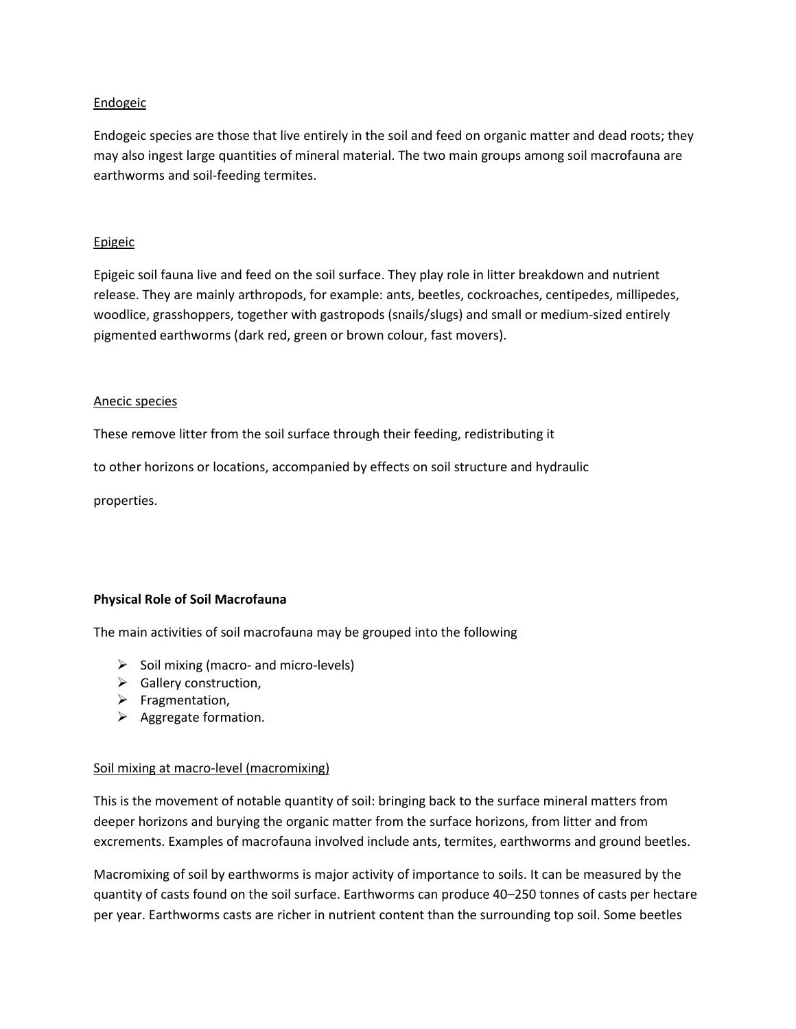Endogeic

Endogeic species are those that live entirely in the soil and feed on organic matter and dead roots; they may also ingest large quantities of mineral material. The two main groups among soil macrofauna are earthworms and soil-feeding termites.

Epigeic

Epigeic soil fauna live and feed on the soil surface. They play role in litter breakdown and nutrient release. They are mainly arthropods, for example: ants, beetles, cockroaches, centipedes, millipedes, woodlice, grasshoppers, together with gastropods (snails/slugs) and small or medium-sized entirely pigmented earthworms (dark red, green or brown colour, fast movers).

Anecic species

These remove litter from the soil surface through their feeding, redistributing it to other horizons or locations, accompanied by effects on soil structure and hydraulic properties.

**Physical Role of Soil Macrofauna**

The main activities of soil macrofauna may be grouped into the following

- Soil mixing (macro- and micro-levels)
- Gallery construction,
- Fragmentation,
- Aggregate formation.

Soil mixing at macro-level (macromixing)

This is the movement of notable quantity of soil: bringing back to the surface mineral matters from deeper horizons and burying the organic matter from the surface horizons, from litter and from excrements. Examples of macrofauna involved include ants, termites, earthworms and ground beetles.

Macromixing of soil by earthworms is major activity of importance to soils. It can be measured by the quantity of casts found on the soil surface. Earthworms can produce 40–250 tonnes of casts per hectare per year. Earthworms casts are richer in nutrient content than the surrounding top soil. Some beetles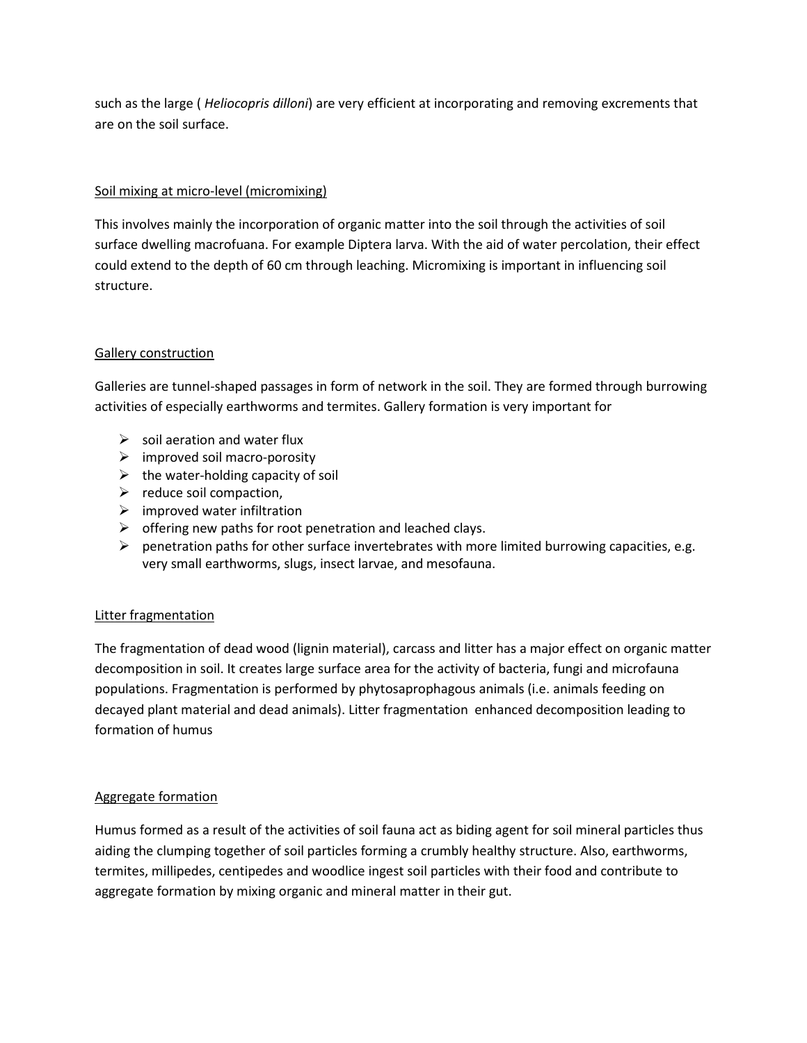such as the large ( *Heliocopris dilloni*) are very efficient at incorporating and removing excrements that are on the soil surface.

## Soil mixing at micro-level (micromixing)

This involves mainly the incorporation of organic matter into the soil through the activities of soil surface dwelling macrofuana. For example Diptera larva. With the aid of water percolation, their effect could extend to the depth of 60 cm through leaching. Micromixing is important in influencing soil structure.

## Gallery construction

Galleries are tunnel-shaped passages in form of network in the soil. They are formed through burrowing activities of especially earthworms and termites. Gallery formation is very important for

- soil aeration and water flux
- improved soil macro-porosity
- the water-holding capacity of soil
- reduce soil compaction,
- improved water infiltration
- offering new paths for root penetration and leached clays.
- penetration paths for other surface invertebrates with more limited burrowing capacities, e.g. very small earthworms, slugs, insect larvae, and mesofauna.

## Litter fragmentation

The fragmentation of dead wood (lignin material), carcass and litter has a major effect on organic matter decomposition in soil. It creates large surface area for the activity of bacteria, fungi and microfauna populations. Fragmentation is performed by phytosaprophagous animals (i.e. animals feeding on decayed plant material and dead animals). Litter fragmentation enhanced decomposition leading to formation of humus

## Aggregate formation

Humus formed as a result of the activities of soil fauna act as biding agent for soil mineral particles thus aiding the clumping together of soil particles forming a crumbly healthy structure. Also, earthworms, termites, millipedes, centipedes and woodlice ingest soil particles with their food and contribute to aggregate formation by mixing organic and mineral matter in their gut.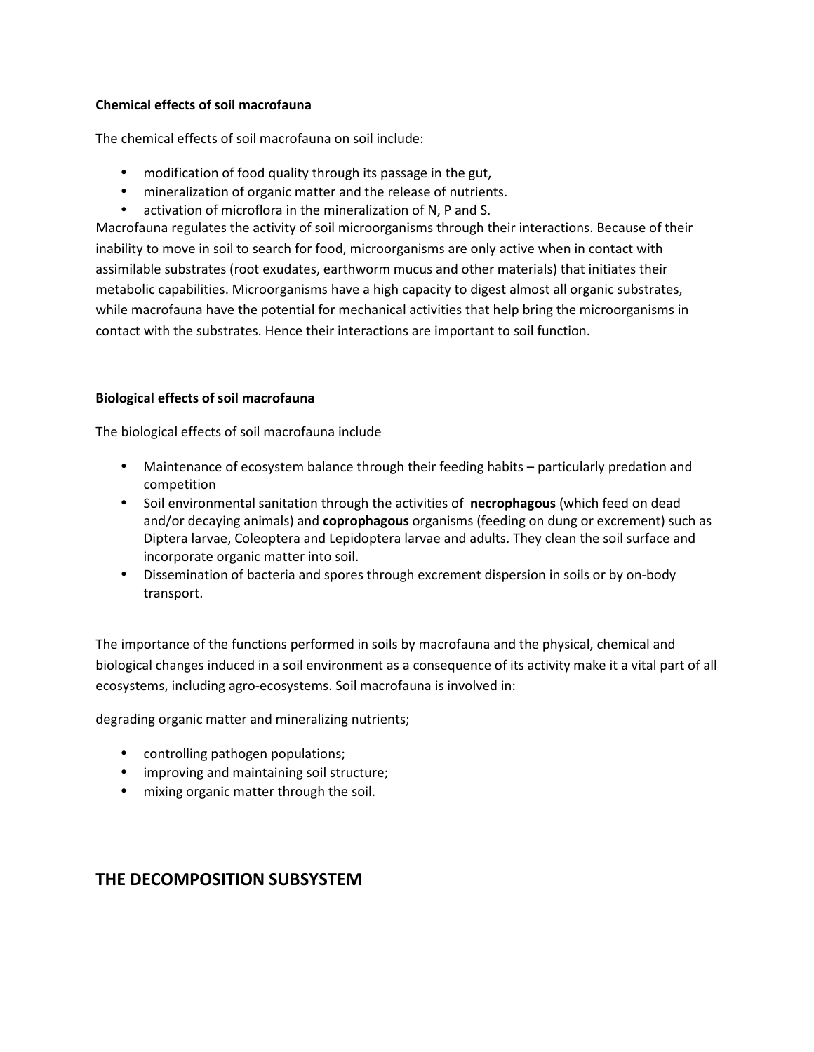**Chemical effects of soil macrofauna**

The chemical effects of soil macrofauna on soil include:

- modification of food quality through its passage in the gut,
- mineralization of organic matter and the release of nutrients.
- activation of microflora in the mineralization of N, P and S.

Macrofauna regulates the activity of soil microorganisms through their interactions. Because of their inability to move in soil to search for food, microorganisms are only active when in contact with assimilable substrates (root exudates, earthworm mucus and other materials) that initiates their metabolic capabilities. Microorganisms have a high capacity to digest almost all organic substrates, while macrofauna have the potential for mechanical activities that help bring the microorganisms in contact with the substrates. Hence their interactions are important to soil function.

**Biological effects of soil macrofauna**

The biological effects of soil macrofauna include

- Maintenance of ecosystem balance through their feeding habits – particularly predation and competition
- Soil environmental sanitation through the activities of **necrophagous** (which feed on dead and/or decaying animals) and **coprophagous** organisms (feeding on dung or excrement) such as Diptera larvae, Coleoptera and Lepidoptera larvae and adults. They clean the soil surface and incorporate organic matter into soil.
- Dissemination of bacteria and spores through excrement dispersion in soils or by on-body transport.

The importance of the functions performed in soils by macrofauna and the physical, chemical and biological changes induced in a soil environment as a consequence of its activity make it a vital part of all ecosystems, including agro-ecosystems. Soil macrofauna is involved in:

degrading organic matter and mineralizing nutrients;

- controlling pathogen populations;
- improving and maintaining soil structure;
- mixing organic matter through the soil.

## THE DECOMPOSITION SUBSYSTEM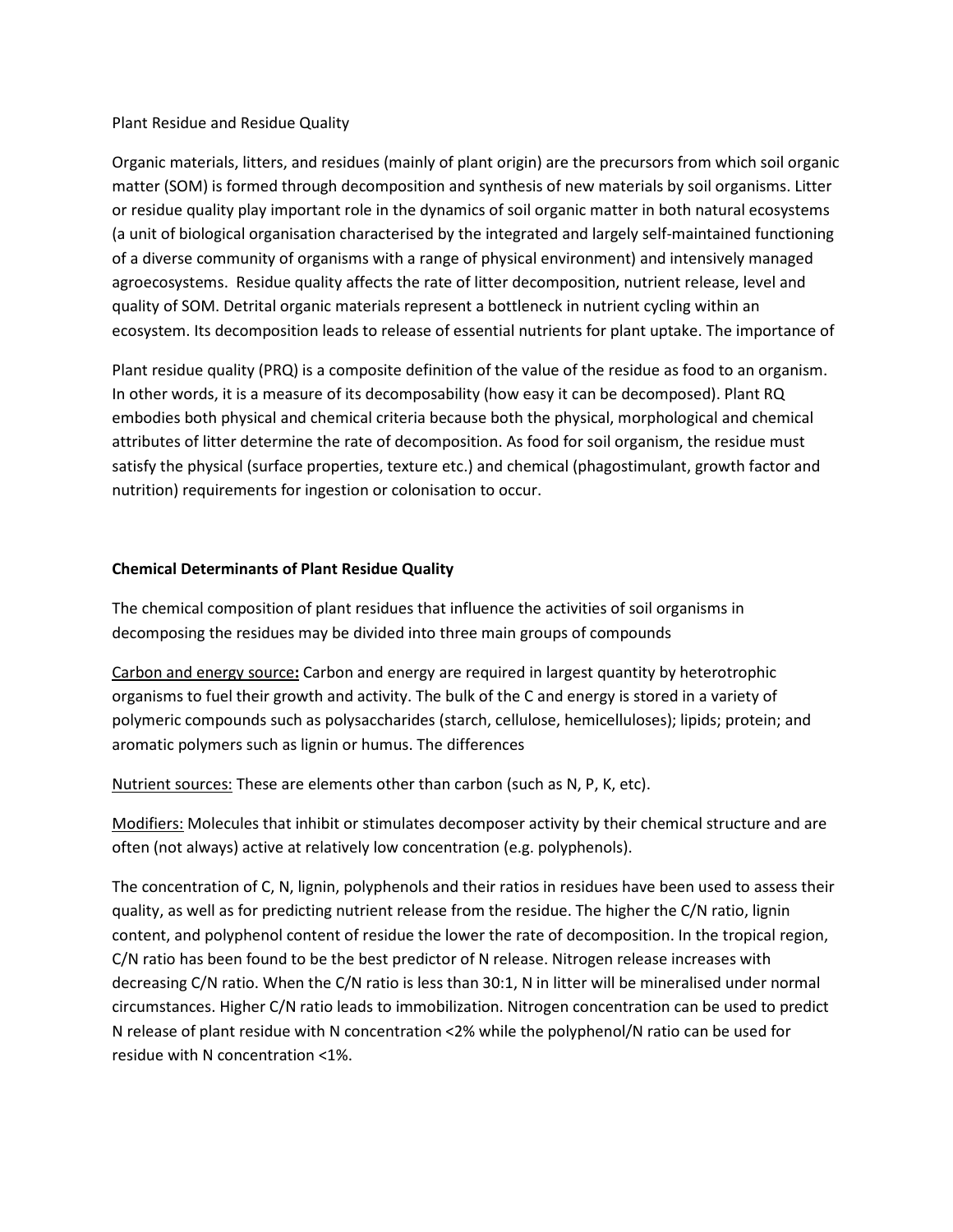Plant Residue and Residue Quality

Organic materials, litters, and residues (mainly of plant origin) are the precursors from which soil organic matter (SOM) is formed through decomposition and synthesis of new materials by soil organisms. Litter or residue quality play important role in the dynamics of soil organic matter in both natural ecosystems (a unit of biological organisation characterised by the integrated and largely self-maintained functioning of a diverse community of organisms with a range of physical environment) and intensively managed agroecosystems. Residue quality affects the rate of litter decomposition, nutrient release, level and quality of SOM. Detrital organic materials represent a bottleneck in nutrient cycling within an ecosystem. Its decomposition leads to release of essential nutrients for plant uptake. The importance of

Plant residue quality (PRQ) is a composite definition of the value of the residue as food to an organism. In other words, it is a measure of its decomposability (how easy it can be decomposed). Plant RQ embodies both physical and chemical criteria because both the physical, morphological and chemical attributes of litter determine the rate of decomposition. As food for soil organism, the residue must satisfy the physical (surface properties, texture etc.) and chemical (phagostimulant, growth factor and nutrition) requirements for ingestion or colonisation to occur.

**Chemical Determinants of Plant Residue Quality**

The chemical composition of plant residues that influence the activities of soil organisms in decomposing the residues may be divided into three main groups of compounds

<u>Carbon and energy source</u>**:** Carbon and energy are required in largest quantity by heterotrophic organisms to fuel their growth and activity. The bulk of the C and energy is stored in a variety of polymeric compounds such as polysaccharides (starch, cellulose, hemicelluloses); lipids; protein; and aromatic polymers such as lignin or humus. The differences

<u>Nutrient sources:</u> These are elements other than carbon (such as N, P, K, etc).

<u>Modifiers:</u> Molecules that inhibit or stimulates decomposer activity by their chemical structure and are often (not always) active at relatively low concentration (e.g. polyphenols).

The concentration of C, N, lignin, polyphenols and their ratios in residues have been used to assess their quality, as well as for predicting nutrient release from the residue. The higher the C/N ratio, lignin content, and polyphenol content of residue the lower the rate of decomposition. In the tropical region, C/N ratio has been found to be the best predictor of N release. Nitrogen release increases with decreasing C/N ratio. When the C/N ratio is less than 30:1, N in litter will be mineralised under normal circumstances. Higher C/N ratio leads to immobilization. Nitrogen concentration can be used to predict N release of plant residue with N concentration <2% while the polyphenol/N ratio can be used for residue with N concentration <1%.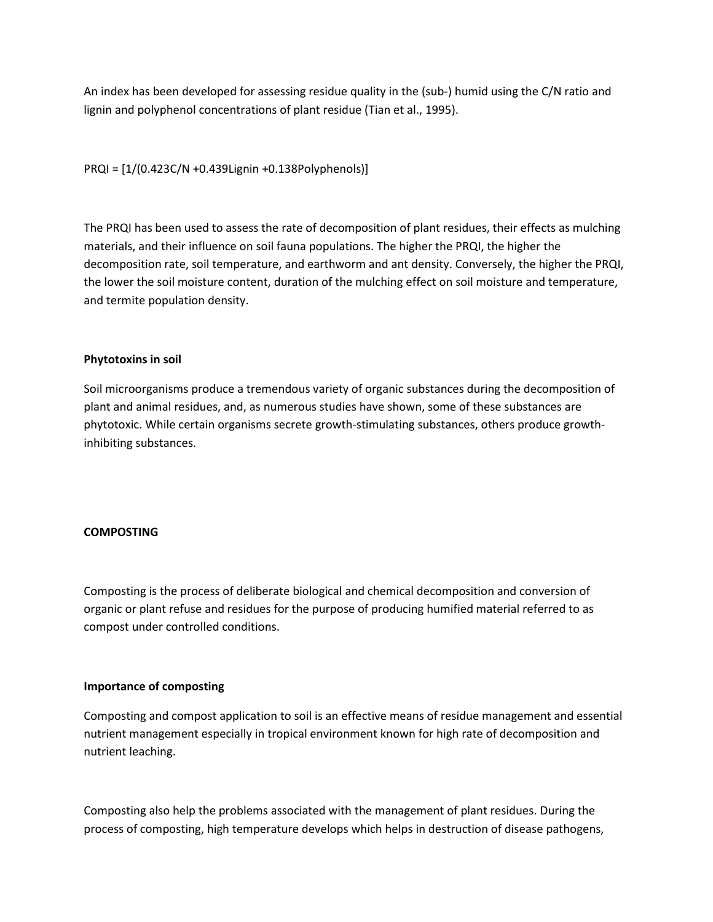An index has been developed for assessing residue quality in the (sub-) humid using the C/N ratio and lignin and polyphenol concentrations of plant residue (Tian et al., 1995).

$$PRQI = [1/(0.423C/N + 0.439Lignin + 0.138Polyphenols)]$$

The PRQI has been used to assess the rate of decomposition of plant residues, their effects as mulching materials, and their influence on soil fauna populations. The higher the PRQI, the higher the decomposition rate, soil temperature, and earthworm and ant density. Conversely, the higher the PRQI, the lower the soil moisture content, duration of the mulching effect on soil moisture and temperature, and termite population density.

**Phytotoxins in soil**

Soil microorganisms produce a tremendous variety of organic substances during the decomposition of plant and animal residues, and, as numerous studies have shown, some of these substances are phytotoxic. While certain organisms secrete growth-stimulating substances, others produce growth-inhibiting substances.

## COMPOSTING

Composting is the process of deliberate biological and chemical decomposition and conversion of organic or plant refuse and residues for the purpose of producing humified material referred to as compost under controlled conditions.

**Importance of composting**

Composting and compost application to soil is an effective means of residue management and essential nutrient management especially in tropical environment known for high rate of decomposition and nutrient leaching.

Composting also help the problems associated with the management of plant residues. During the process of composting, high temperature develops which helps in destruction of disease pathogens,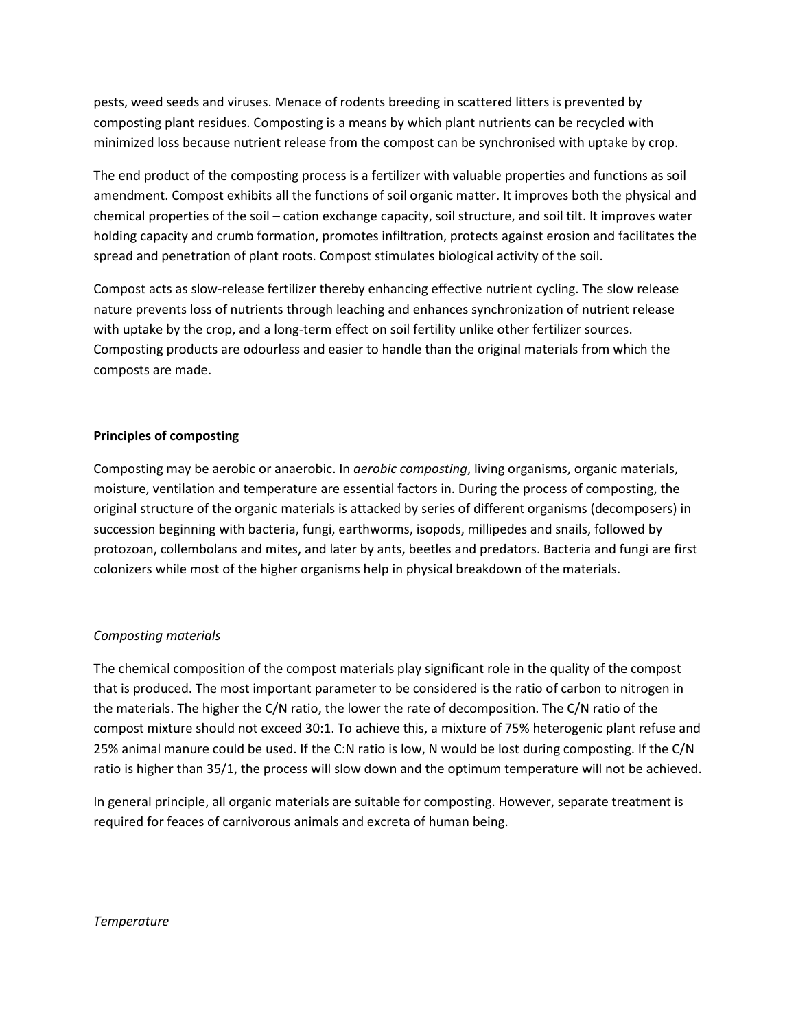pests, weed seeds and viruses. Menace of rodents breeding in scattered litters is prevented by composting plant residues. Composting is a means by which plant nutrients can be recycled with minimized loss because nutrient release from the compost can be synchronised with uptake by crop.

The end product of the composting process is a fertilizer with valuable properties and functions as soil amendment. Compost exhibits all the functions of soil organic matter. It improves both the physical and chemical properties of the soil – cation exchange capacity, soil structure, and soil tilt. It improves water holding capacity and crumb formation, promotes infiltration, protects against erosion and facilitates the spread and penetration of plant roots. Compost stimulates biological activity of the soil.

Compost acts as slow-release fertilizer thereby enhancing effective nutrient cycling. The slow release nature prevents loss of nutrients through leaching and enhances synchronization of nutrient release with uptake by the crop, and a long-term effect on soil fertility unlike other fertilizer sources. Composting products are odourless and easier to handle than the original materials from which the composts are made.

**Principles of composting**

Composting may be aerobic or anaerobic. In *aerobic composting*, living organisms, organic materials, moisture, ventilation and temperature are essential factors in. During the process of composting, the original structure of the organic materials is attacked by series of different organisms (decomposers) in succession beginning with bacteria, fungi, earthworms, isopods, millipedes and snails, followed by protozoan, collembolans and mites, and later by ants, beetles and predators. Bacteria and fungi are first colonizers while most of the higher organisms help in physical breakdown of the materials.

*Composting materials*

The chemical composition of the compost materials play significant role in the quality of the compost that is produced. The most important parameter to be considered is the ratio of carbon to nitrogen in the materials. The higher the C/N ratio, the lower the rate of decomposition. The C/N ratio of the compost mixture should not exceed 30:1. To achieve this, a mixture of 75% heterogenic plant refuse and 25% animal manure could be used. If the C:N ratio is low, N would be lost during composting. If the C/N ratio is higher than 35/1, the process will slow down and the optimum temperature will not be achieved.

In general principle, all organic materials are suitable for composting. However, separate treatment is required for feaces of carnivorous animals and excreta of human being.

*Temperature*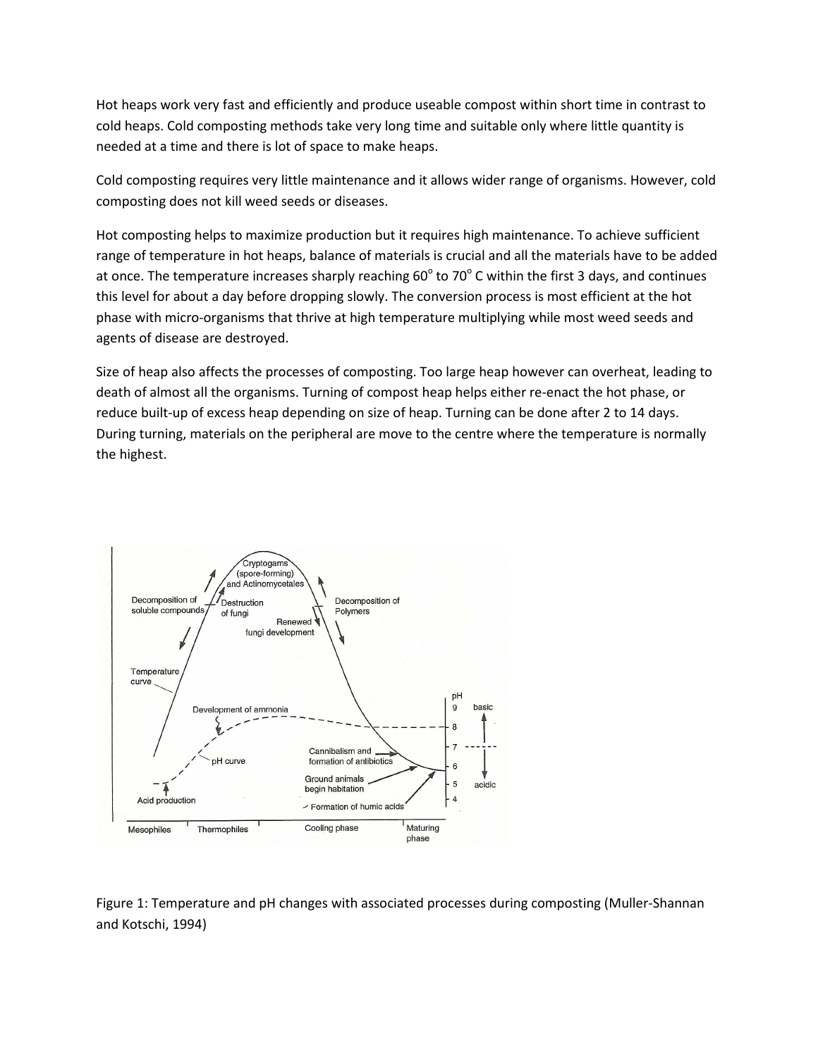Hot heaps work very fast and efficiently and produce useable compost within short time in contrast to cold heaps. Cold composting methods take very long time and suitable only where little quantity is needed at a time and there is lot of space to make heaps.

Cold composting requires very little maintenance and it allows wider range of organisms. However, cold composting does not kill weed seeds or diseases.

Hot composting helps to maximize production but it requires high maintenance. To achieve sufficient range of temperature in hot heaps, balance of materials is crucial and all the materials have to be added at once. The temperature increases sharply reaching 60° to 70° C within the first 3 days, and continues this level for about a day before dropping slowly. The conversion process is most efficient at the hot phase with micro-organisms that thrive at high temperature multiplying while most weed seeds and agents of disease are destroyed.

Size of heap also affects the processes of composting. Too large heap however can overheat, leading to death of almost all the organisms. Turning of compost heap helps either re-enact the hot phase, or reduce built-up of excess heap depending on size of heap. Turning can be done after 2 to 14 days. During turning, materials on the peripheral are move to the centre where the temperature is normally the highest.

Figure 1: Temperature and pH changes with associated processes during composting (Muller-Shannan and Kotschi, 1994)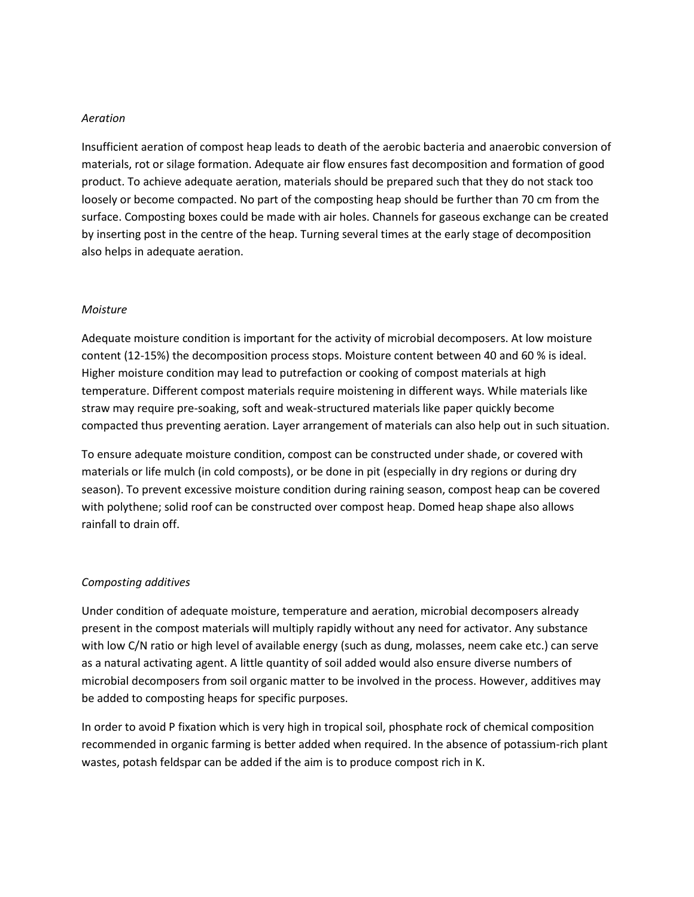*Aeration*

Insufficient aeration of compost heap leads to death of the aerobic bacteria and anaerobic conversion of materials, rot or silage formation. Adequate air flow ensures fast decomposition and formation of good product. To achieve adequate aeration, materials should be prepared such that they do not stack too loosely or become compacted. No part of the composting heap should be further than 70 cm from the surface. Composting boxes could be made with air holes. Channels for gaseous exchange can be created by inserting post in the centre of the heap. Turning several times at the early stage of decomposition also helps in adequate aeration.

*Moisture*

Adequate moisture condition is important for the activity of microbial decomposers. At low moisture content (12-15%) the decomposition process stops. Moisture content between 40 and 60 % is ideal. Higher moisture condition may lead to putrefaction or cooking of compost materials at high temperature. Different compost materials require moistening in different ways. While materials like straw may require pre-soaking, soft and weak-structured materials like paper quickly become compacted thus preventing aeration. Layer arrangement of materials can also help out in such situation.

To ensure adequate moisture condition, compost can be constructed under shade, or covered with materials or life mulch (in cold composts), or be done in pit (especially in dry regions or during dry season). To prevent excessive moisture condition during raining season, compost heap can be covered with polythene; solid roof can be constructed over compost heap. Domed heap shape also allows rainfall to drain off.

*Composting additives*

Under condition of adequate moisture, temperature and aeration, microbial decomposers already present in the compost materials will multiply rapidly without any need for activator. Any substance with low C/N ratio or high level of available energy (such as dung, molasses, neem cake etc.) can serve as a natural activating agent. A little quantity of soil added would also ensure diverse numbers of microbial decomposers from soil organic matter to be involved in the process. However, additives may be added to composting heaps for specific purposes.

In order to avoid P fixation which is very high in tropical soil, phosphate rock of chemical composition recommended in organic farming is better added when required. In the absence of potassium-rich plant wastes, potash feldspar can be added if the aim is to produce compost rich in K.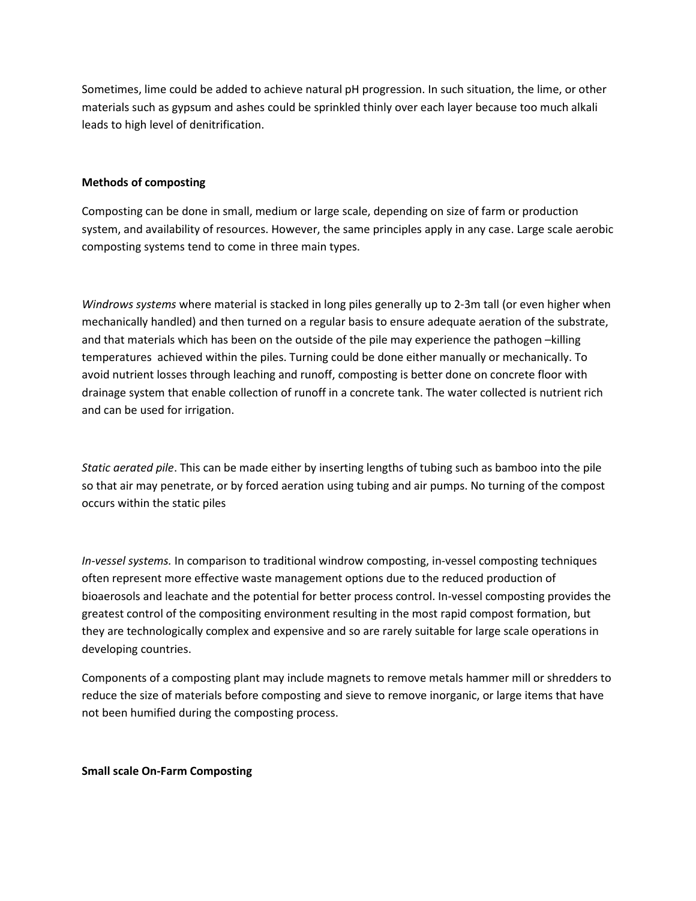Sometimes, lime could be added to achieve natural pH progression. In such situation, the lime, or other materials such as gypsum and ashes could be sprinkled thinly over each layer because too much alkali leads to high level of denitrification.

**Methods of composting**

Composting can be done in small, medium or large scale, depending on size of farm or production system, and availability of resources. However, the same principles apply in any case. Large scale aerobic composting systems tend to come in three main types.

*Windrows systems* where material is stacked in long piles generally up to 2-3m tall (or even higher when mechanically handled) and then turned on a regular basis to ensure adequate aeration of the substrate, and that materials which has been on the outside of the pile may experience the pathogen –killing temperatures achieved within the piles. Turning could be done either manually or mechanically. To avoid nutrient losses through leaching and runoff, composting is better done on concrete floor with drainage system that enable collection of runoff in a concrete tank. The water collected is nutrient rich and can be used for irrigation.

*Static aerated pile*. This can be made either by inserting lengths of tubing such as bamboo into the pile so that air may penetrate, or by forced aeration using tubing and air pumps. No turning of the compost occurs within the static piles

*In-vessel systems.* In comparison to traditional windrow composting, in-vessel composting techniques often represent more effective waste management options due to the reduced production of bioaerosols and leachate and the potential for better process control. In-vessel composting provides the greatest control of the compositing environment resulting in the most rapid compost formation, but they are technologically complex and expensive and so are rarely suitable for large scale operations in developing countries.

Components of a composting plant may include magnets to remove metals hammer mill or shredders to reduce the size of materials before composting and sieve to remove inorganic, or large items that have not been humified during the composting process.

**Small scale On-Farm Composting**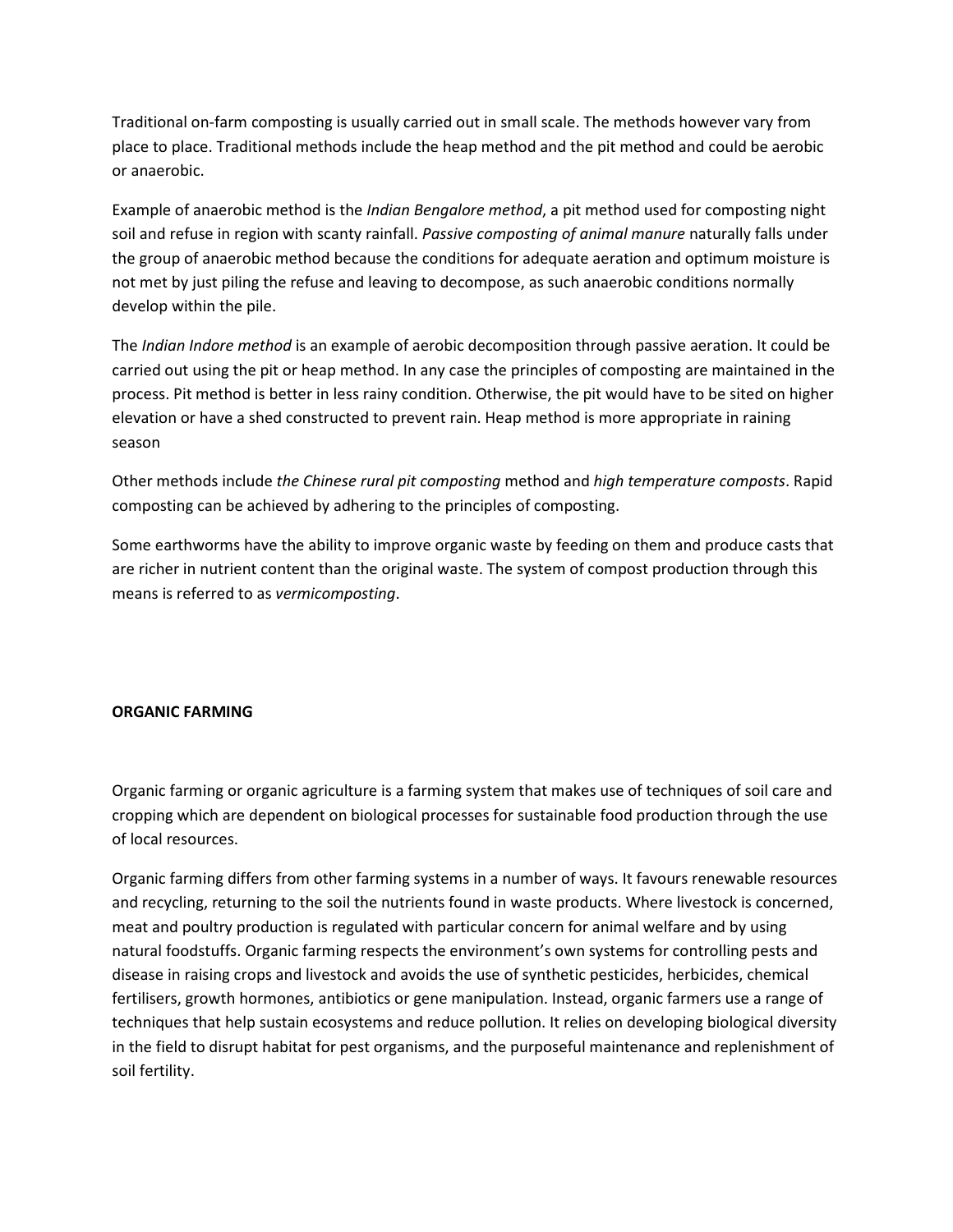Traditional on-farm composting is usually carried out in small scale. The methods however vary from place to place. Traditional methods include the heap method and the pit method and could be aerobic or anaerobic.

Example of anaerobic method is the *Indian Bengalore method*, a pit method used for composting night soil and refuse in region with scanty rainfall. *Passive composting of animal manure* naturally falls under the group of anaerobic method because the conditions for adequate aeration and optimum moisture is not met by just piling the refuse and leaving to decompose, as such anaerobic conditions normally develop within the pile.

The *Indian Indore method* is an example of aerobic decomposition through passive aeration. It could be carried out using the pit or heap method. In any case the principles of composting are maintained in the process. Pit method is better in less rainy condition. Otherwise, the pit would have to be sited on higher elevation or have a shed constructed to prevent rain. Heap method is more appropriate in raining season

Other methods include *the Chinese rural pit composting* method and *high temperature composts*. Rapid composting can be achieved by adhering to the principles of composting.

Some earthworms have the ability to improve organic waste by feeding on them and produce casts that are richer in nutrient content than the original waste. The system of compost production through this means is referred to as *vermicomposting*.

## ORGANIC FARMING

Organic farming or organic agriculture is a farming system that makes use of techniques of soil care and cropping which are dependent on biological processes for sustainable food production through the use of local resources.

Organic farming differs from other farming systems in a number of ways. It favours renewable resources and recycling, returning to the soil the nutrients found in waste products. Where livestock is concerned, meat and poultry production is regulated with particular concern for animal welfare and by using natural foodstuffs. Organic farming respects the environment's own systems for controlling pests and disease in raising crops and livestock and avoids the use of synthetic pesticides, herbicides, chemical fertilisers, growth hormones, antibiotics or gene manipulation. Instead, organic farmers use a range of techniques that help sustain ecosystems and reduce pollution. It relies on developing biological diversity in the field to disrupt habitat for pest organisms, and the purposeful maintenance and replenishment of soil fertility.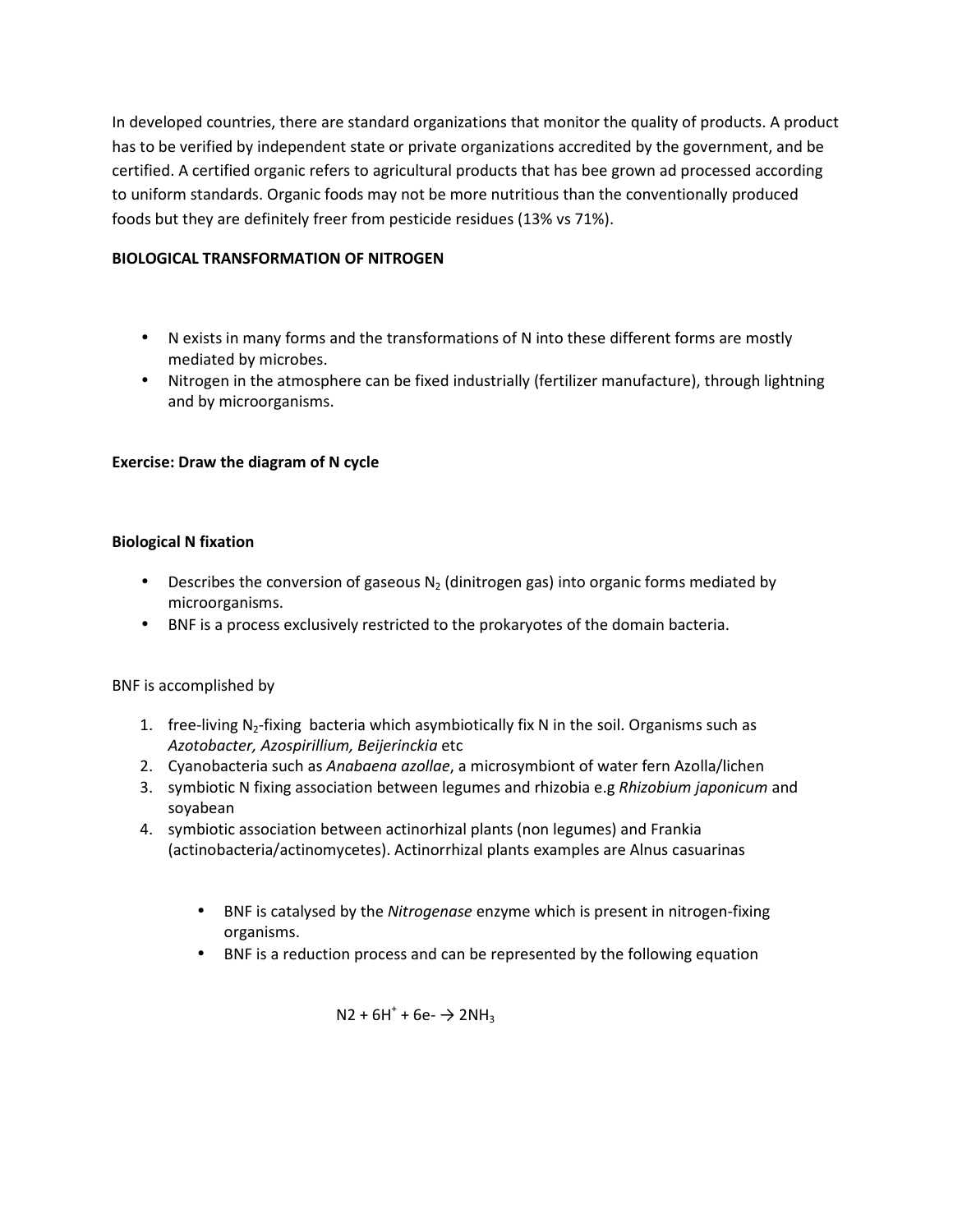In developed countries, there are standard organizations that monitor the quality of products. A product has to be verified by independent state or private organizations accredited by the government, and be certified. A certified organic refers to agricultural products that has bee grown ad processed according to uniform standards. Organic foods may not be more nutritious than the conventionally produced foods but they are definitely freer from pesticide residues (13% vs 71%).

**BIOLOGICAL TRANSFORMATION OF NITROGEN**

- N exists in many forms and the transformations of N into these different forms are mostly mediated by microbes.
- Nitrogen in the atmosphere can be fixed industrially (fertilizer manufacture), through lightning and by microorganisms.

**Exercise: Draw the diagram of N cycle**

**Biological N fixation**

- Describes the conversion of gaseous $N_2$ (dinitrogen gas) into organic forms mediated by microorganisms.
- BNF is a process exclusively restricted to the prokaryotes of the domain bacteria.

BNF is accomplished by

1. free-living $N_2$-fixing bacteria which asymbiotically fix N in the soil. Organisms such as *Azotobacter, Azospirillium, Beijerinckia* etc
2. Cyanobacteria such as *Anabaena azollae*, a microsymbiont of water fern Azolla/lichen
3. symbiotic N fixing association between legumes and rhizobia e.g *Rhizobium japonicum* and soyabean
4. symbiotic association between actinorhizal plants (non legumes) and Frankia (actinobacteria/actinomycetes). Actinorrhizal plants examples are Alnus casuarinas

- BNF is catalysed by the *Nitrogenase* enzyme which is present in nitrogen-fixing organisms.
- BNF is a reduction process and can be represented by the following equation

$$N2 + 6H^{+} + 6e^{-} \rightarrow 2NH_3$$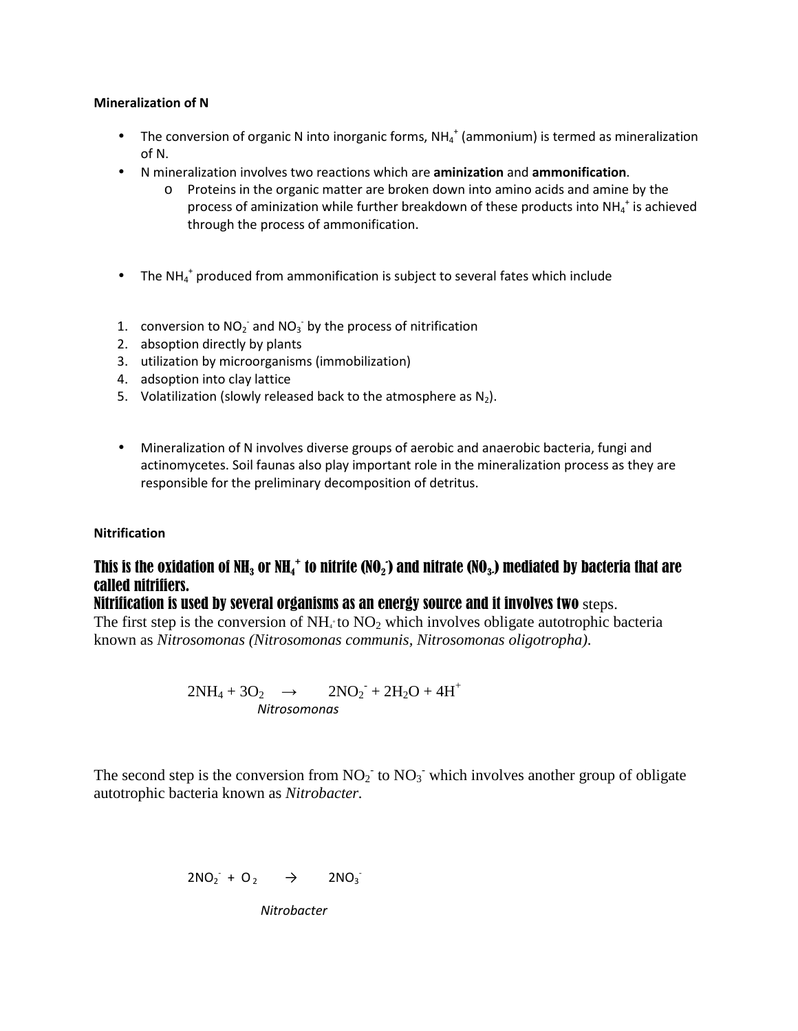**Mineralization of N**

- The conversion of organic N into inorganic forms, $NH_4^+$ (ammonium) is termed as mineralization of N.
- N mineralization involves two reactions which are **aminization** and **ammonification**.
    - Proteins in the organic matter are broken down into amino acids and amine by the process of aminization while further breakdown of these products into $NH_4^+$ is achieved through the process of ammonification.

- The $NH_4^+$ produced from ammonification is subject to several fates which include

1. conversion to $NO_2^-$ and $NO_3^-$ by the process of nitrification
2. absoption directly by plants
3. utilization by microorganisms (immobilization)
4. adsoption into clay lattice
5. Volatilization (slowly released back to the atmosphere as $N_2$).

- Mineralization of N involves diverse groups of aerobic and anaerobic bacteria, fungi and actinomycetes. Soil faunas also play important role in the mineralization process as they are responsible for the preliminary decomposition of detritus.

**Nitrification**

**This is the oxidation of $NH_3$ or $NH_4^+$ to nitrite ($NO_2^-$) and nitrate ($NO_3$.) mediated by bacteria that are called nitrifiers.**

**Nitrification is used by several organisms as an energy source and it involves two** steps.

The first step is the conversion of $NH_4^+$ to $NO_2$ which involves obligate autotrophic bacteria known as *Nitrosomonas (Nitrosomonas communis, Nitrosomonas oligotropha).*

$$2NH_4 + 3O_2 \xrightarrow{\textit{Nitrosomonas}} 2NO_2^- + 2H_2O + 4H^+$$

The second step is the conversion from $NO_2^-$ to $NO_3^-$ which involves another group of obligate autotrophic bacteria known as *Nitrobacter.*

$$2NO_2^- + O_2 \xrightarrow{\textit{Nitrobacter}} 2NO_3^-$$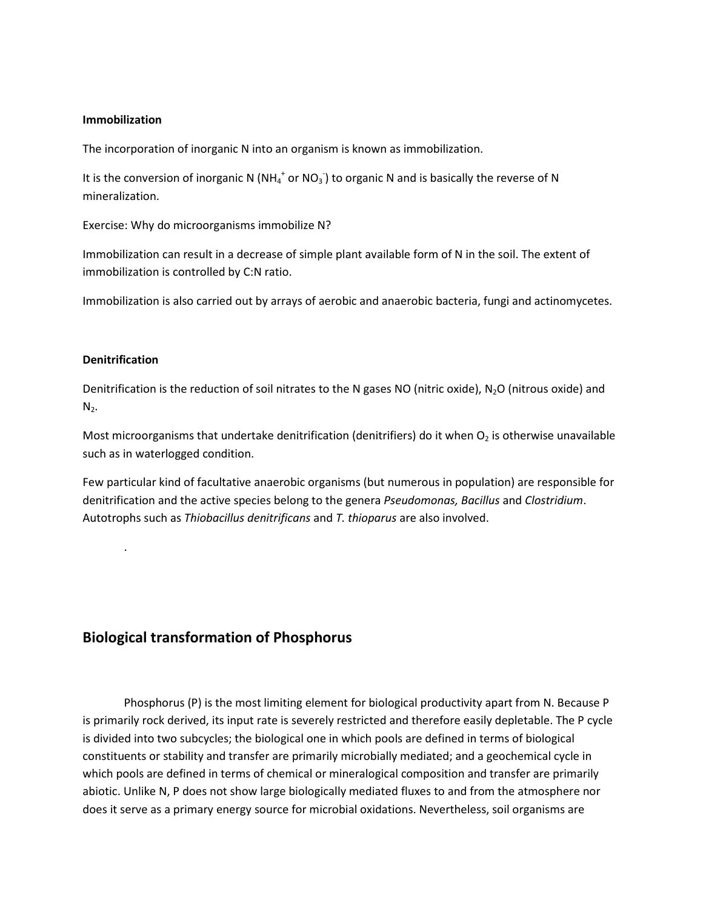**Immobilization**

The incorporation of inorganic N into an organism is known as immobilization.

It is the conversion of inorganic N ($NH_4^+$ or $NO_3^-$) to organic N and is basically the reverse of N mineralization.

Exercise: Why do microorganisms immobilize N?

Immobilization can result in a decrease of simple plant available form of N in the soil. The extent of immobilization is controlled by C:N ratio.

Immobilization is also carried out by arrays of aerobic and anaerobic bacteria, fungi and actinomycetes.

**Denitrification**

Denitrification is the reduction of soil nitrates to the N gases NO (nitric oxide), $N_2O$ (nitrous oxide) and $N_2$.

Most microorganisms that undertake denitrification (denitrifiers) do it when $O_2$ is otherwise unavailable such as in waterlogged condition.

Few particular kind of facultative anaerobic organisms (but numerous in population) are responsible for denitrification and the active species belong to the genera *Pseudomonas, Bacillus* and *Clostridium*. Autotrophs such as *Thiobacillus denitrificans* and *T. thioparus* are also involved.

## Biological transformation of Phosphorus

Phosphorus (P) is the most limiting element for biological productivity apart from N. Because P is primarily rock derived, its input rate is severely restricted and therefore easily depletable. The P cycle is divided into two subcycles; the biological one in which pools are defined in terms of biological constituents or stability and transfer are primarily microbially mediated; and a geochemical cycle in which pools are defined in terms of chemical or mineralogical composition and transfer are primarily abiotic. Unlike N, P does not show large biologically mediated fluxes to and from the atmosphere nor does it serve as a primary energy source for microbial oxidations. Nevertheless, soil organisms are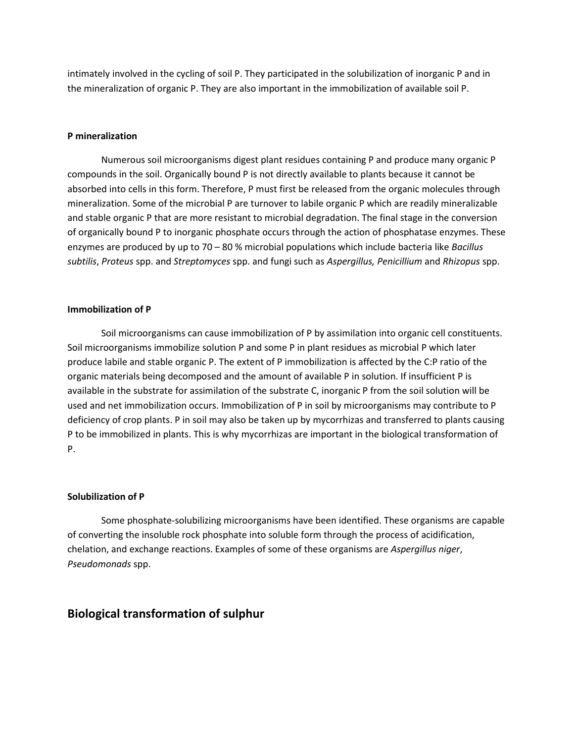intimately involved in the cycling of soil P. They participated in the solubilization of inorganic P and in the mineralization of organic P. They are also important in the immobilization of available soil P.

**P mineralization**

Numerous soil microorganisms digest plant residues containing P and produce many organic P compounds in the soil. Organically bound P is not directly available to plants because it cannot be absorbed into cells in this form. Therefore, P must first be released from the organic molecules through mineralization. Some of the microbial P are turnover to labile organic P which are readily mineralizable and stable organic P that are more resistant to microbial degradation. The final stage in the conversion of organically bound P to inorganic phosphate occurs through the action of phosphatase enzymes. These enzymes are produced by up to 70 – 80 % microbial populations which include bacteria like *Bacillus subtilis*, *Proteus* spp. and *Streptomyces* spp. and fungi such as *Aspergillus, Penicillium* and *Rhizopus* spp.

**Immobilization of P**

Soil microorganisms can cause immobilization of P by assimilation into organic cell constituents. Soil microorganisms immobilize solution P and some P in plant residues as microbial P which later produce labile and stable organic P. The extent of P immobilization is affected by the C:P ratio of the organic materials being decomposed and the amount of available P in solution. If insufficient P is available in the substrate for assimilation of the substrate C, inorganic P from the soil solution will be used and net immobilization occurs. Immobilization of P in soil by microorganisms may contribute to P deficiency of crop plants. P in soil may also be taken up by mycorrhizas and transferred to plants causing P to be immobilized in plants. This is why mycorrhizas are important in the biological transformation of P.

**Solubilization of P**

Some phosphate-solubilizing microorganisms have been identified. These organisms are capable of converting the insoluble rock phosphate into soluble form through the process of acidification, chelation, and exchange reactions. Examples of some of these organisms are *Aspergillus niger*, *Pseudomonads* spp.

## Biological transformation of sulphur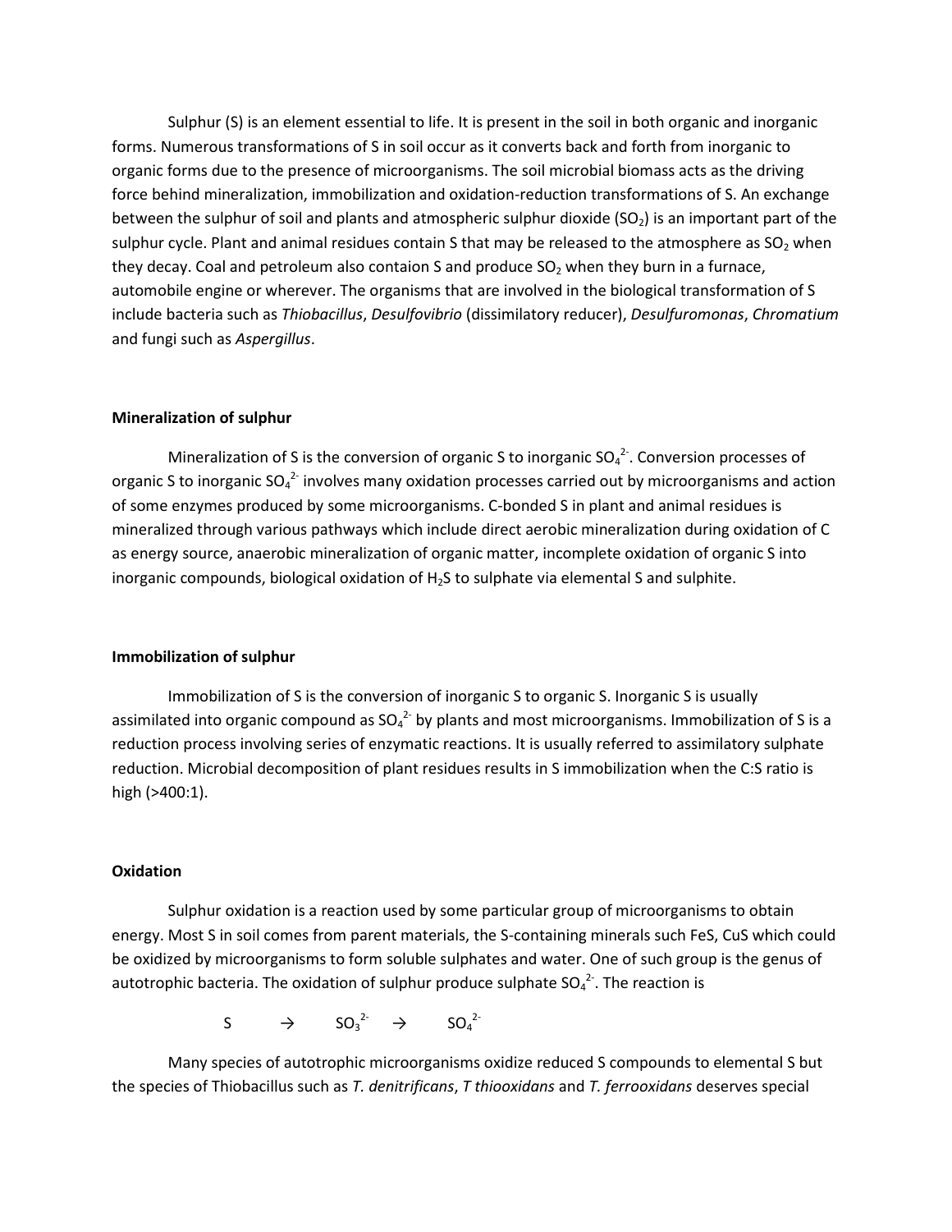Sulphur (S) is an element essential to life. It is present in the soil in both organic and inorganic forms. Numerous transformations of S in soil occur as it converts back and forth from inorganic to organic forms due to the presence of microorganisms. The soil microbial biomass acts as the driving force behind mineralization, immobilization and oxidation-reduction transformations of S. An exchange between the sulphur of soil and plants and atmospheric sulphur dioxide ($SO_2$) is an important part of the sulphur cycle. Plant and animal residues contain S that may be released to the atmosphere as $SO_2$ when they decay. Coal and petroleum also contaion S and produce $SO_2$ when they burn in a furnace, automobile engine or wherever. The organisms that are involved in the biological transformation of S include bacteria such as *Thiobacillus*, *Desulfovibrio* (dissimilatory reducer), *Desulfuromonas*, *Chromatium* and fungi such as *Aspergillus*.

**Mineralization of sulphur**

Mineralization of S is the conversion of organic S to inorganic $SO_4^{2-}$. Conversion processes of organic S to inorganic $SO_4^{2-}$ involves many oxidation processes carried out by microorganisms and action of some enzymes produced by some microorganisms. C-bonded S in plant and animal residues is mineralized through various pathways which include direct aerobic mineralization during oxidation of C as energy source, anaerobic mineralization of organic matter, incomplete oxidation of organic S into inorganic compounds, biological oxidation of $H_2S$ to sulphate via elemental S and sulphite.

**Immobilization of sulphur**

Immobilization of S is the conversion of inorganic S to organic S. Inorganic S is usually assimilated into organic compound as $SO_4^{2-}$ by plants and most microorganisms. Immobilization of S is a reduction process involving series of enzymatic reactions. It is usually referred to assimilatory sulphate reduction. Microbial decomposition of plant residues results in S immobilization when the C:S ratio is high (>400:1).

**Oxidation**

Sulphur oxidation is a reaction used by some particular group of microorganisms to obtain energy. Most S in soil comes from parent materials, the S-containing minerals such FeS, CuS which could be oxidized by microorganisms to form soluble sulphates and water. One of such group is the genus of autotrophic bacteria. The oxidation of sulphur produce sulphate $SO_4^{2-}$. The reaction is

$$S \rightarrow SO_3^{2-} \rightarrow SO_4^{2-}$$

Many species of autotrophic microorganisms oxidize reduced S compounds to elemental S but the species of Thiobacillus such as *T. denitrificans*, *T thiooxidans* and *T. ferrooxidans* deserves special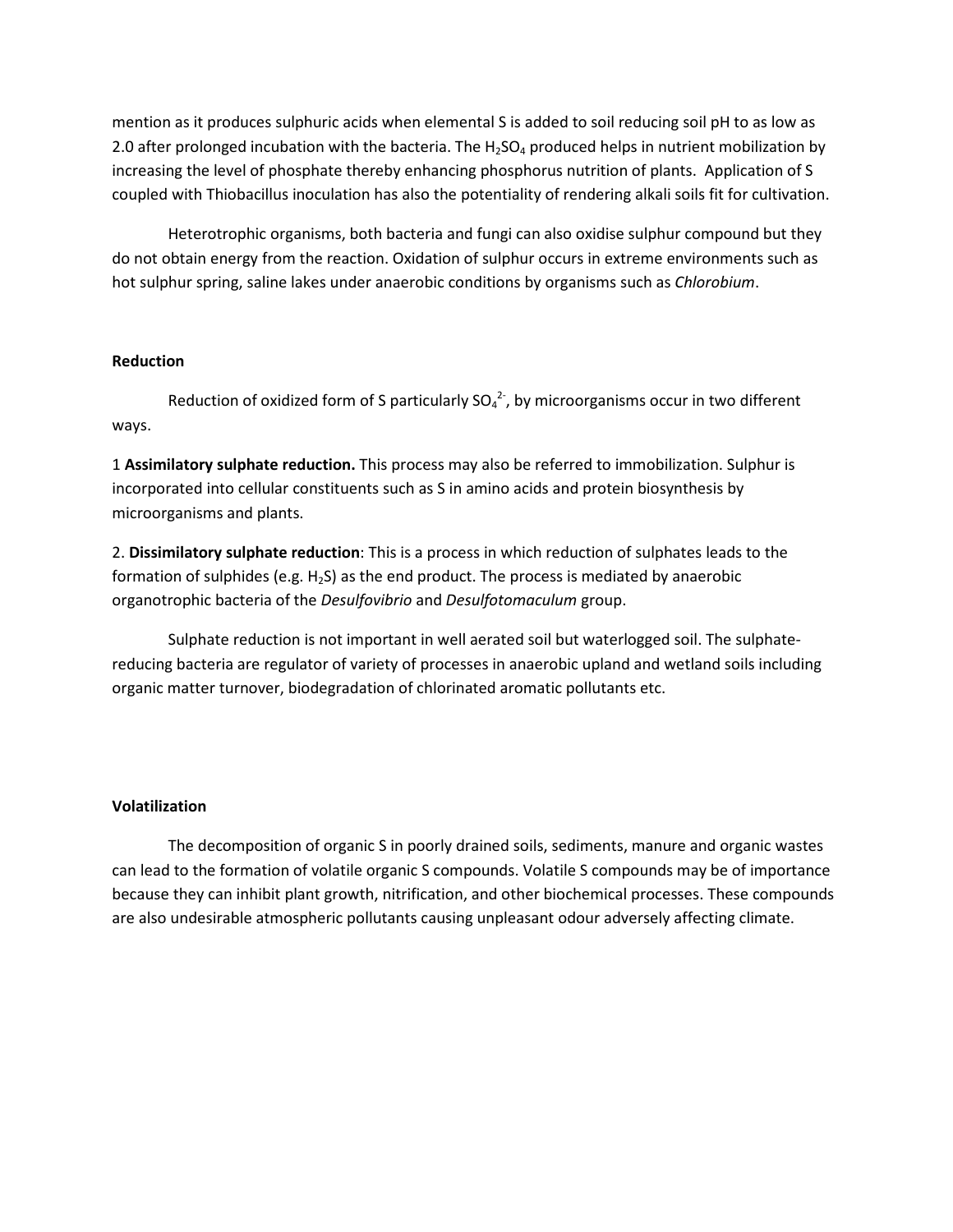mention as it produces sulphuric acids when elemental S is added to soil reducing soil pH to as low as 2.0 after prolonged incubation with the bacteria. The $H_2SO_4$ produced helps in nutrient mobilization by increasing the level of phosphate thereby enhancing phosphorus nutrition of plants. Application of S coupled with Thiobacillus inoculation has also the potentiality of rendering alkali soils fit for cultivation.

Heterotrophic organisms, both bacteria and fungi can also oxidise sulphur compound but they do not obtain energy from the reaction. Oxidation of sulphur occurs in extreme environments such as hot sulphur spring, saline lakes under anaerobic conditions by organisms such as *Chlorobium*.

**Reduction**

Reduction of oxidized form of S particularly $SO_4^{2-}$, by microorganisms occur in two different ways.

1 **Assimilatory sulphate reduction.** This process may also be referred to immobilization. Sulphur is incorporated into cellular constituents such as S in amino acids and protein biosynthesis by microorganisms and plants.

2. **Dissimilatory sulphate reduction**: This is a process in which reduction of sulphates leads to the formation of sulphides (e.g. $H_2S$) as the end product. The process is mediated by anaerobic organotrophic bacteria of the *Desulfovibrio* and *Desulfotomaculum* group.

Sulphate reduction is not important in well aerated soil but waterlogged soil. The sulphate-reducing bacteria are regulator of variety of processes in anaerobic upland and wetland soils including organic matter turnover, biodegradation of chlorinated aromatic pollutants etc.

**Volatilization**

The decomposition of organic S in poorly drained soils, sediments, manure and organic wastes can lead to the formation of volatile organic S compounds. Volatile S compounds may be of importance because they can inhibit plant growth, nitrification, and other biochemical processes. These compounds are also undesirable atmospheric pollutants causing unpleasant odour adversely affecting climate.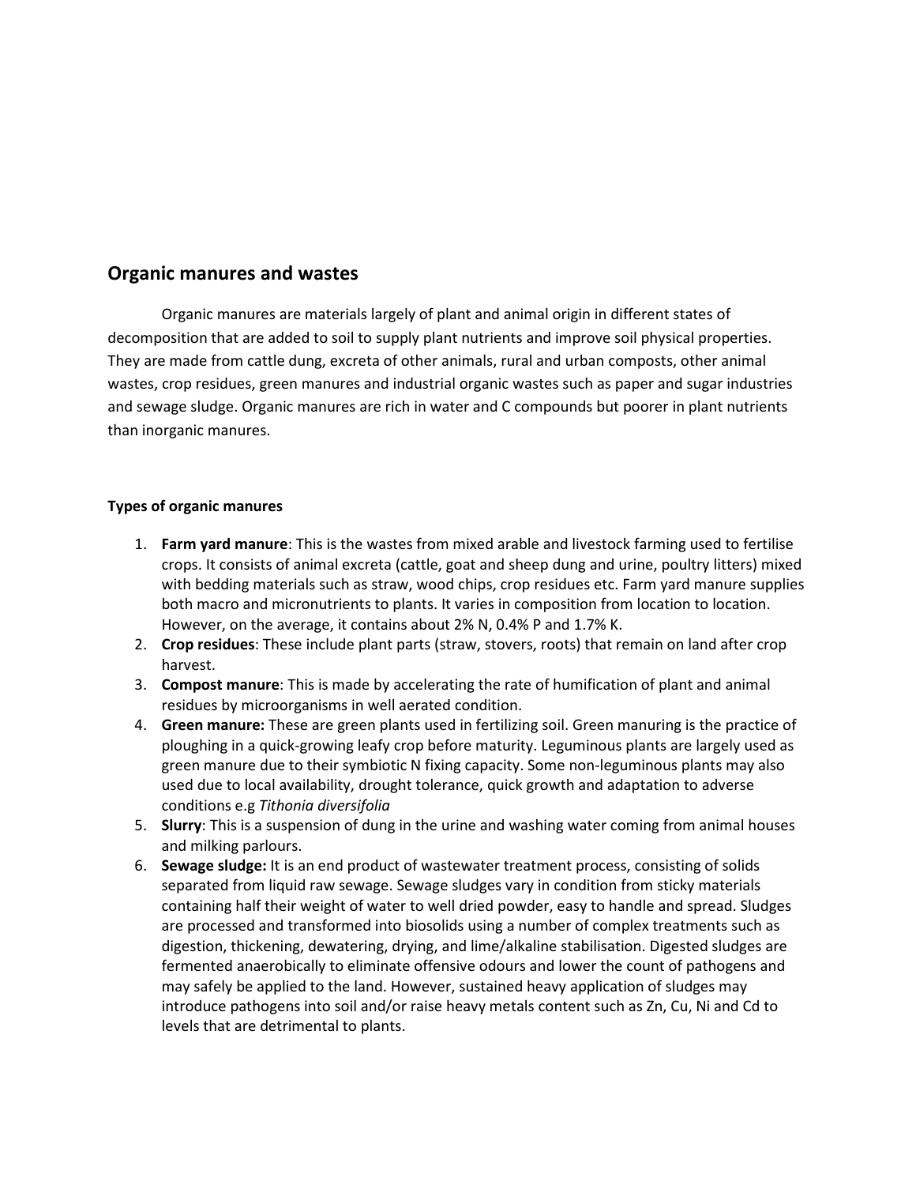## Organic manures and wastes

Organic manures are materials largely of plant and animal origin in different states of decomposition that are added to soil to supply plant nutrients and improve soil physical properties. They are made from cattle dung, excreta of other animals, rural and urban composts, other animal wastes, crop residues, green manures and industrial organic wastes such as paper and sugar industries and sewage sludge. Organic manures are rich in water and C compounds but poorer in plant nutrients than inorganic manures.

### Types of organic manures

1. **Farm yard manure**: This is the wastes from mixed arable and livestock farming used to fertilise crops. It consists of animal excreta (cattle, goat and sheep dung and urine, poultry litters) mixed with bedding materials such as straw, wood chips, crop residues etc. Farm yard manure supplies both macro and micronutrients to plants. It varies in composition from location to location. However, on the average, it contains about 2% N, 0.4% P and 1.7% K.
2. **Crop residues**: These include plant parts (straw, stovers, roots) that remain on land after crop harvest.
3. **Compost manure**: This is made by accelerating the rate of humification of plant and animal residues by microorganisms in well aerated condition.
4. **Green manure:** These are green plants used in fertilizing soil. Green manuring is the practice of ploughing in a quick-growing leafy crop before maturity. Leguminous plants are largely used as green manure due to their symbiotic N fixing capacity. Some non-leguminous plants may also used due to local availability, drought tolerance, quick growth and adaptation to adverse conditions e.g *Tithonia diversifolia*
5. **Slurry**: This is a suspension of dung in the urine and washing water coming from animal houses and milking parlours.
6. **Sewage sludge:** It is an end product of wastewater treatment process, consisting of solids separated from liquid raw sewage. Sewage sludges vary in condition from sticky materials containing half their weight of water to well dried powder, easy to handle and spread. Sludges are processed and transformed into biosolids using a number of complex treatments such as digestion, thickening, dewatering, drying, and lime/alkaline stabilisation. Digested sludges are fermented anaerobically to eliminate offensive odours and lower the count of pathogens and may safely be applied to the land. However, sustained heavy application of sludges may introduce pathogens into soil and/or raise heavy metals content such as Zn, Cu, Ni and Cd to levels that are detrimental to plants.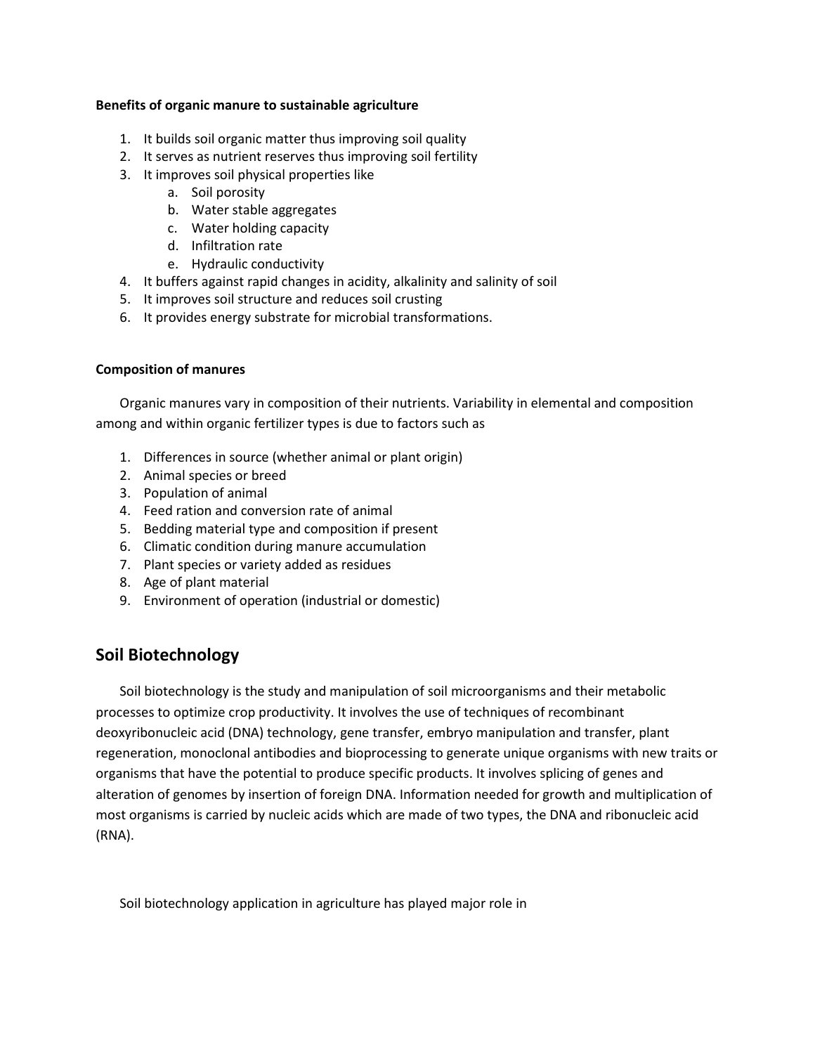**Benefits of organic manure to sustainable agriculture**

1. It builds soil organic matter thus improving soil quality
2. It serves as nutrient reserves thus improving soil fertility
3. It improves soil physical properties like
    a. Soil porosity
    b. Water stable aggregates
    c. Water holding capacity
    d. Infiltration rate
    e. Hydraulic conductivity
4. It buffers against rapid changes in acidity, alkalinity and salinity of soil
5. It improves soil structure and reduces soil crusting
6. It provides energy substrate for microbial transformations.

**Composition of manures**

Organic manures vary in composition of their nutrients. Variability in elemental and composition among and within organic fertilizer types is due to factors such as

1. Differences in source (whether animal or plant origin)
2. Animal species or breed
3. Population of animal
4. Feed ration and conversion rate of animal
5. Bedding material type and composition if present
6. Climatic condition during manure accumulation
7. Plant species or variety added as residues
8. Age of plant material
9. Environment of operation (industrial or domestic)

## Soil Biotechnology

Soil biotechnology is the study and manipulation of soil microorganisms and their metabolic processes to optimize crop productivity. It involves the use of techniques of recombinant deoxyribonucleic acid (DNA) technology, gene transfer, embryo manipulation and transfer, plant regeneration, monoclonal antibodies and bioprocessing to generate unique organisms with new traits or organisms that have the potential to produce specific products. It involves splicing of genes and alteration of genomes by insertion of foreign DNA. Information needed for growth and multiplication of most organisms is carried by nucleic acids which are made of two types, the DNA and ribonucleic acid (RNA).

Soil biotechnology application in agriculture has played major role in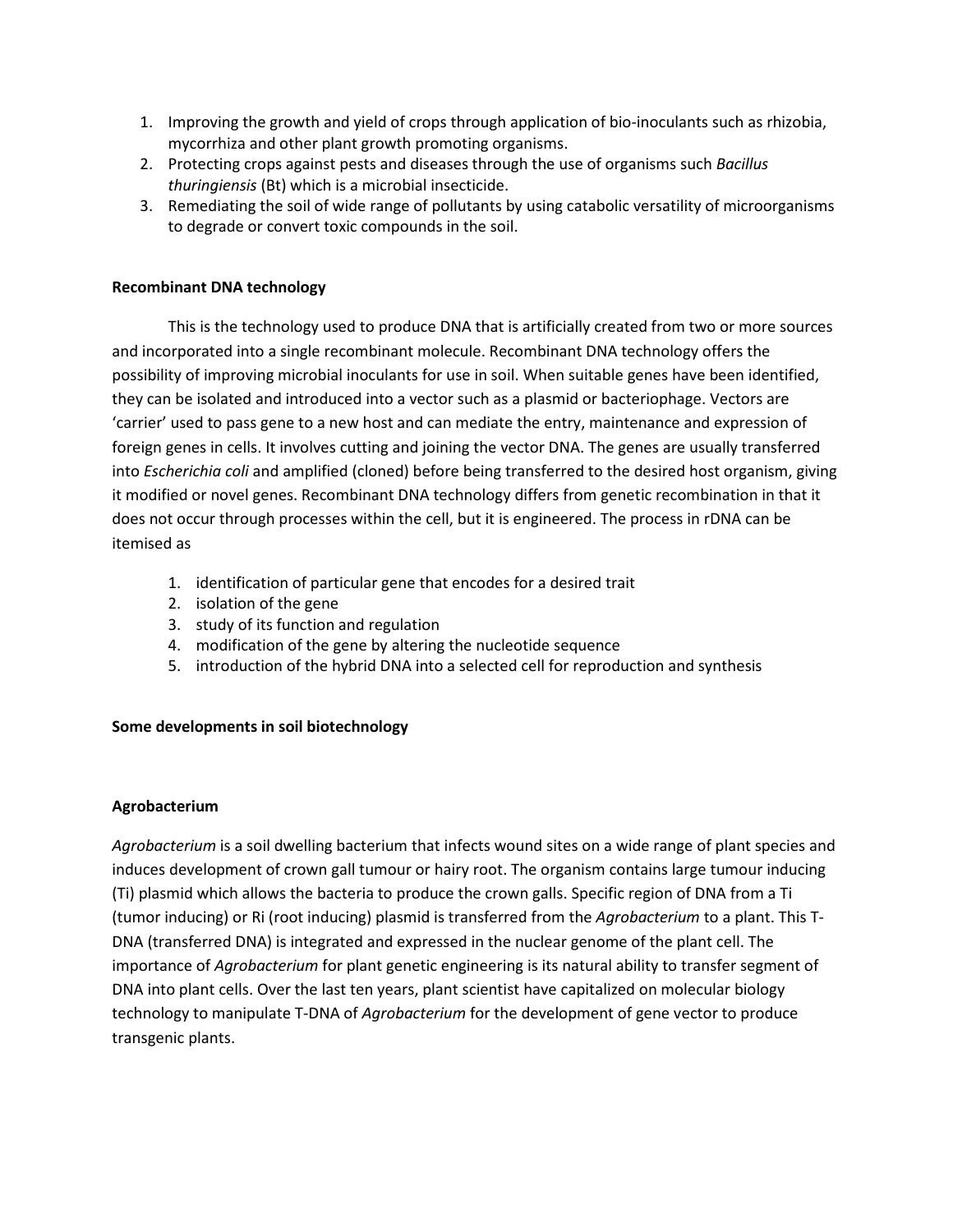1. Improving the growth and yield of crops through application of bio-inoculants such as rhizobia, mycorrhiza and other plant growth promoting organisms.
2. Protecting crops against pests and diseases through the use of organisms such *Bacillus thuringiensis* (Bt) which is a microbial insecticide.
3. Remediating the soil of wide range of pollutants by using catabolic versatility of microorganisms to degrade or convert toxic compounds in the soil.

**Recombinant DNA technology**

This is the technology used to produce DNA that is artificially created from two or more sources and incorporated into a single recombinant molecule. Recombinant DNA technology offers the possibility of improving microbial inoculants for use in soil. When suitable genes have been identified, they can be isolated and introduced into a vector such as a plasmid or bacteriophage. Vectors are 'carrier' used to pass gene to a new host and can mediate the entry, maintenance and expression of foreign genes in cells. It involves cutting and joining the vector DNA. The genes are usually transferred into *Escherichia coli* and amplified (cloned) before being transferred to the desired host organism, giving it modified or novel genes. Recombinant DNA technology differs from genetic recombination in that it does not occur through processes within the cell, but it is engineered. The process in rDNA can be itemised as

1. identification of particular gene that encodes for a desired trait
2. isolation of the gene
3. study of its function and regulation
4. modification of the gene by altering the nucleotide sequence
5. introduction of the hybrid DNA into a selected cell for reproduction and synthesis

**Some developments in soil biotechnology**

**Agrobacterium**

*Agrobacterium* is a soil dwelling bacterium that infects wound sites on a wide range of plant species and induces development of crown gall tumour or hairy root. The organism contains large tumour inducing (Ti) plasmid which allows the bacteria to produce the crown galls. Specific region of DNA from a Ti (tumor inducing) or Ri (root inducing) plasmid is transferred from the *Agrobacterium* to a plant. This T-DNA (transferred DNA) is integrated and expressed in the nuclear genome of the plant cell. The importance of *Agrobacterium* for plant genetic engineering is its natural ability to transfer segment of DNA into plant cells. Over the last ten years, plant scientist have capitalized on molecular biology technology to manipulate T-DNA of *Agrobacterium* for the development of gene vector to produce transgenic plants.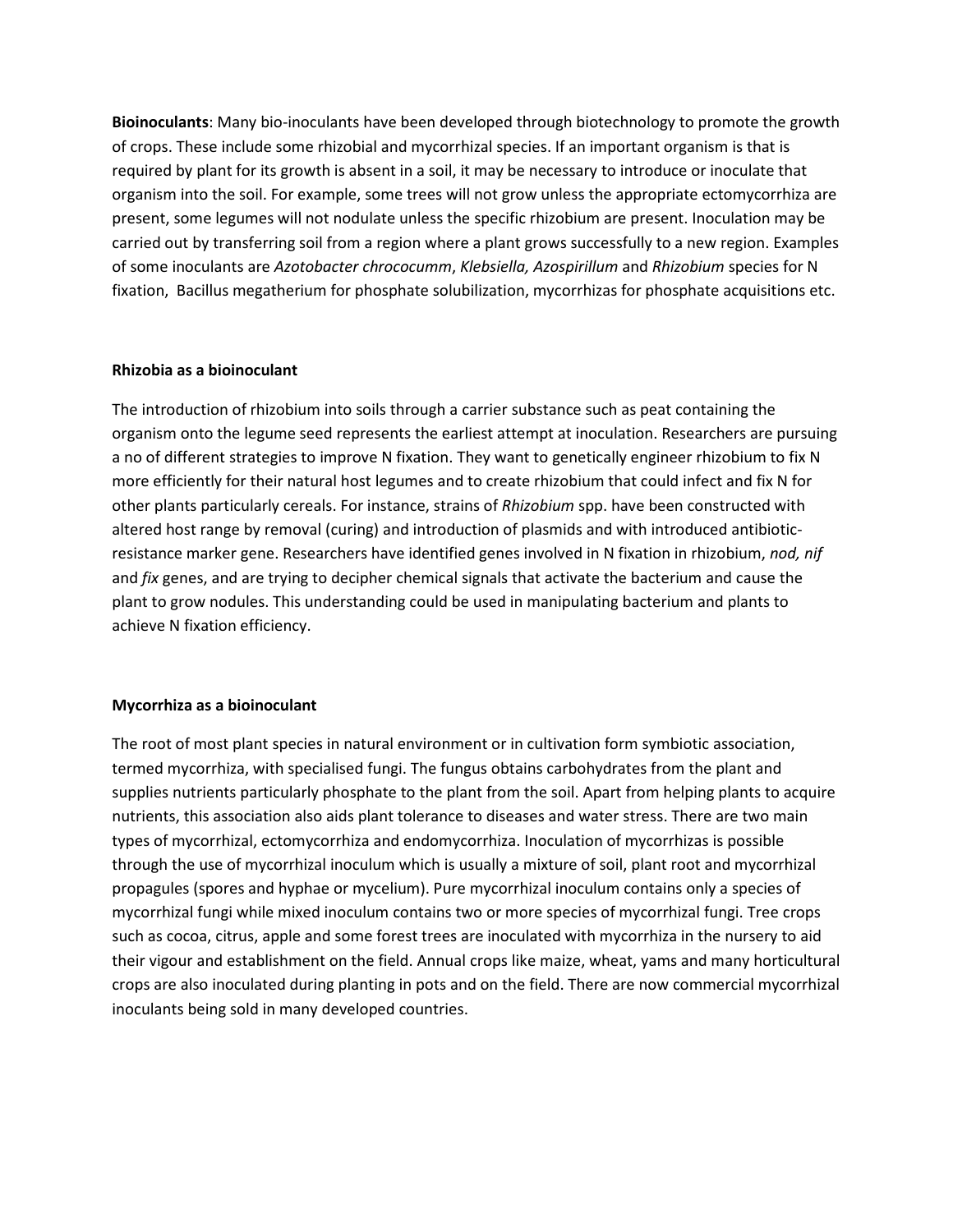**Bioinoculants**: Many bio-inoculants have been developed through biotechnology to promote the growth of crops. These include some rhizobial and mycorrhizal species. If an important organism is that is required by plant for its growth is absent in a soil, it may be necessary to introduce or inoculate that organism into the soil. For example, some trees will not grow unless the appropriate ectomycorrhiza are present, some legumes will not nodulate unless the specific rhizobium are present. Inoculation may be carried out by transferring soil from a region where a plant grows successfully to a new region. Examples of some inoculants are *Azotobacter chrococumm*, *Klebsiella, Azospirillum* and *Rhizobium* species for N fixation, Bacillus megatherium for phosphate solubilization, mycorrhizas for phosphate acquisitions etc.

**Rhizobia as a bioinoculant**

The introduction of rhizobium into soils through a carrier substance such as peat containing the organism onto the legume seed represents the earliest attempt at inoculation. Researchers are pursuing a no of different strategies to improve N fixation. They want to genetically engineer rhizobium to fix N more efficiently for their natural host legumes and to create rhizobium that could infect and fix N for other plants particularly cereals. For instance, strains of *Rhizobium* spp. have been constructed with altered host range by removal (curing) and introduction of plasmids and with introduced antibiotic-resistance marker gene. Researchers have identified genes involved in N fixation in rhizobium, *nod, nif* and *fix* genes, and are trying to decipher chemical signals that activate the bacterium and cause the plant to grow nodules. This understanding could be used in manipulating bacterium and plants to achieve N fixation efficiency.

**Mycorrhiza as a bioinoculant**

The root of most plant species in natural environment or in cultivation form symbiotic association, termed mycorrhiza, with specialised fungi. The fungus obtains carbohydrates from the plant and supplies nutrients particularly phosphate to the plant from the soil. Apart from helping plants to acquire nutrients, this association also aids plant tolerance to diseases and water stress. There are two main types of mycorrhizal, ectomycorrhiza and endomycorrhiza. Inoculation of mycorrhizas is possible through the use of mycorrhizal inoculum which is usually a mixture of soil, plant root and mycorrhizal propagules (spores and hyphae or mycelium). Pure mycorrhizal inoculum contains only a species of mycorrhizal fungi while mixed inoculum contains two or more species of mycorrhizal fungi. Tree crops such as cocoa, citrus, apple and some forest trees are inoculated with mycorrhiza in the nursery to aid their vigour and establishment on the field. Annual crops like maize, wheat, yams and many horticultural crops are also inoculated during planting in pots and on the field. There are now commercial mycorrhizal inoculants being sold in many developed countries.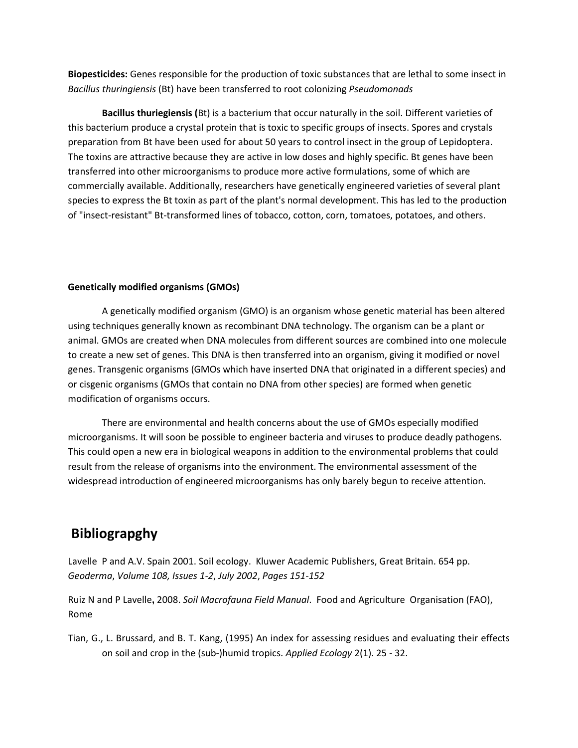**Biopesticides:** Genes responsible for the production of toxic substances that are lethal to some insect in *Bacillus thuringiensis* (Bt) have been transferred to root colonizing *Pseudomonads*

**Bacillus thuriegiensis (**Bt) is a bacterium that occur naturally in the soil. Different varieties of this bacterium produce a crystal protein that is toxic to specific groups of insects. Spores and crystals preparation from Bt have been used for about 50 years to control insect in the group of Lepidoptera. The toxins are attractive because they are active in low doses and highly specific. Bt genes have been transferred into other microorganisms to produce more active formulations, some of which are commercially available. Additionally, researchers have genetically engineered varieties of several plant species to express the Bt toxin as part of the plant's normal development. This has led to the production of "insect-resistant" Bt-transformed lines of tobacco, cotton, corn, tomatoes, potatoes, and others.

**Genetically modified organisms (GMOs)**

A genetically modified organism (GMO) is an organism whose genetic material has been altered using techniques generally known as recombinant DNA technology. The organism can be a plant or animal. GMOs are created when DNA molecules from different sources are combined into one molecule to create a new set of genes. This DNA is then transferred into an organism, giving it modified or novel genes. Transgenic organisms (GMOs which have inserted DNA that originated in a different species) and or cisgenic organisms (GMOs that contain no DNA from other species) are formed when genetic modification of organisms occurs.

There are environmental and health concerns about the use of GMOs especially modified microorganisms. It will soon be possible to engineer bacteria and viruses to produce deadly pathogens. This could open a new era in biological weapons in addition to the environmental problems that could result from the release of organisms into the environment. The environmental assessment of the widespread introduction of engineered microorganisms has only barely begun to receive attention.

## Bibliograpghy

Lavelle P and A.V. Spain 2001. Soil ecology. Kluwer Academic Publishers, Great Britain. 654 pp. *Geoderma*, *Volume 108, Issues 1-2*, *July 2002*, *Pages 151-152*

Ruiz N and P Lavelle**,** 2008. *Soil Macrofauna Field Manual*. Food and Agriculture Organisation (FAO), Rome

Tian, G., L. Brussard, and B. T. Kang, (1995) An index for assessing residues and evaluating their effects on soil and crop in the (sub-)humid tropics. *Applied Ecology* 2(1). 25 - 32.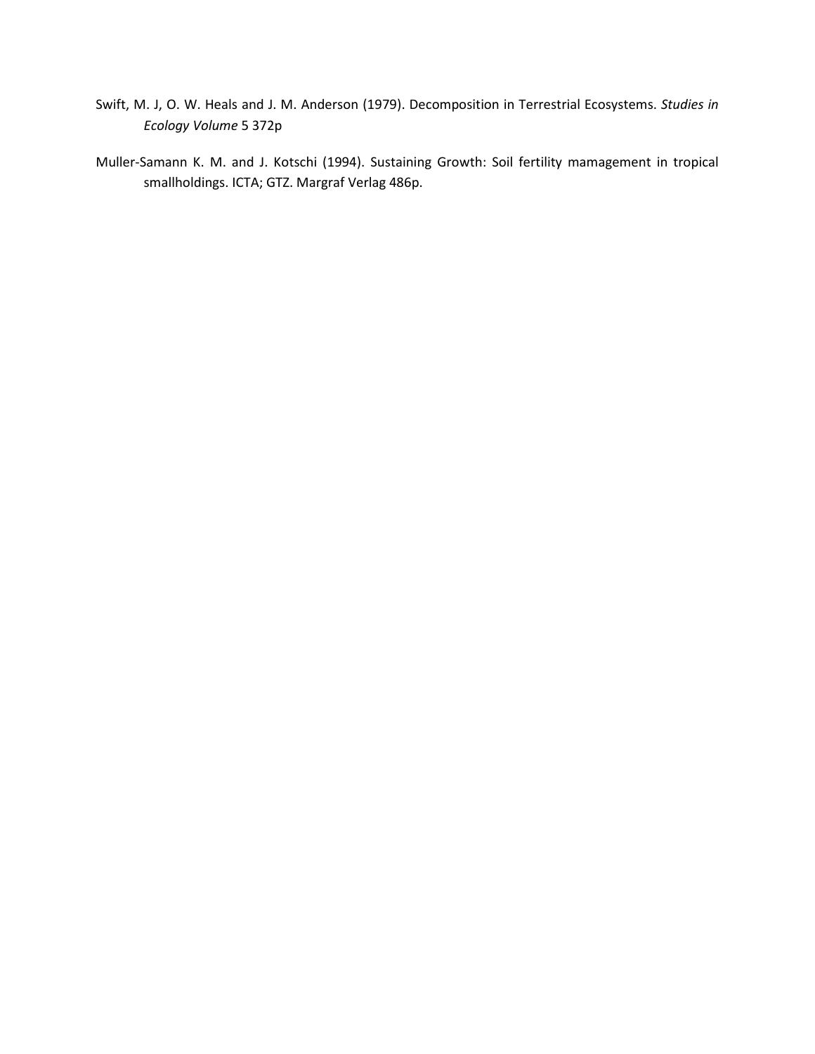Swift, M. J, O. W. Heals and J. M. Anderson (1979). Decomposition in Terrestrial Ecosystems. *Studies in Ecology Volume* 5 372p

Muller-Samann K. M. and J. Kotschi (1994). Sustaining Growth: Soil fertility mamagement in tropical smallholdings. ICTA; GTZ. Margraf Verlag 486p.